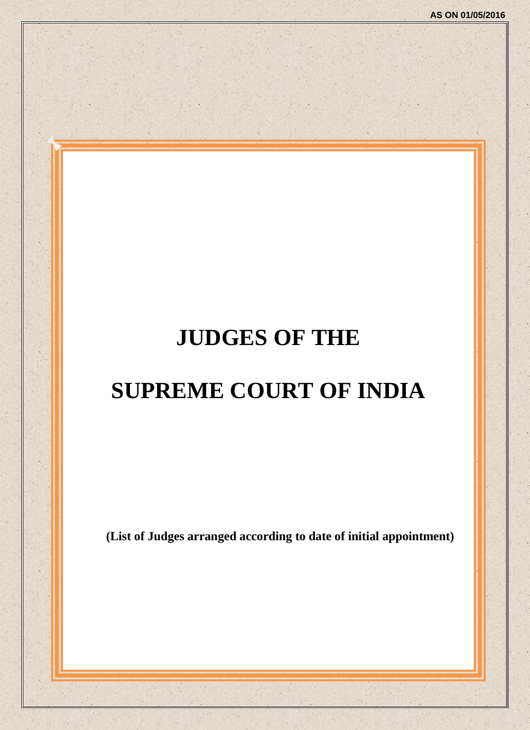AS ON 01/05/2016

# JUDGES OF THE

# SUPREME COURT OF INDIA

**(List of Judges arranged according to date of initial appointment)**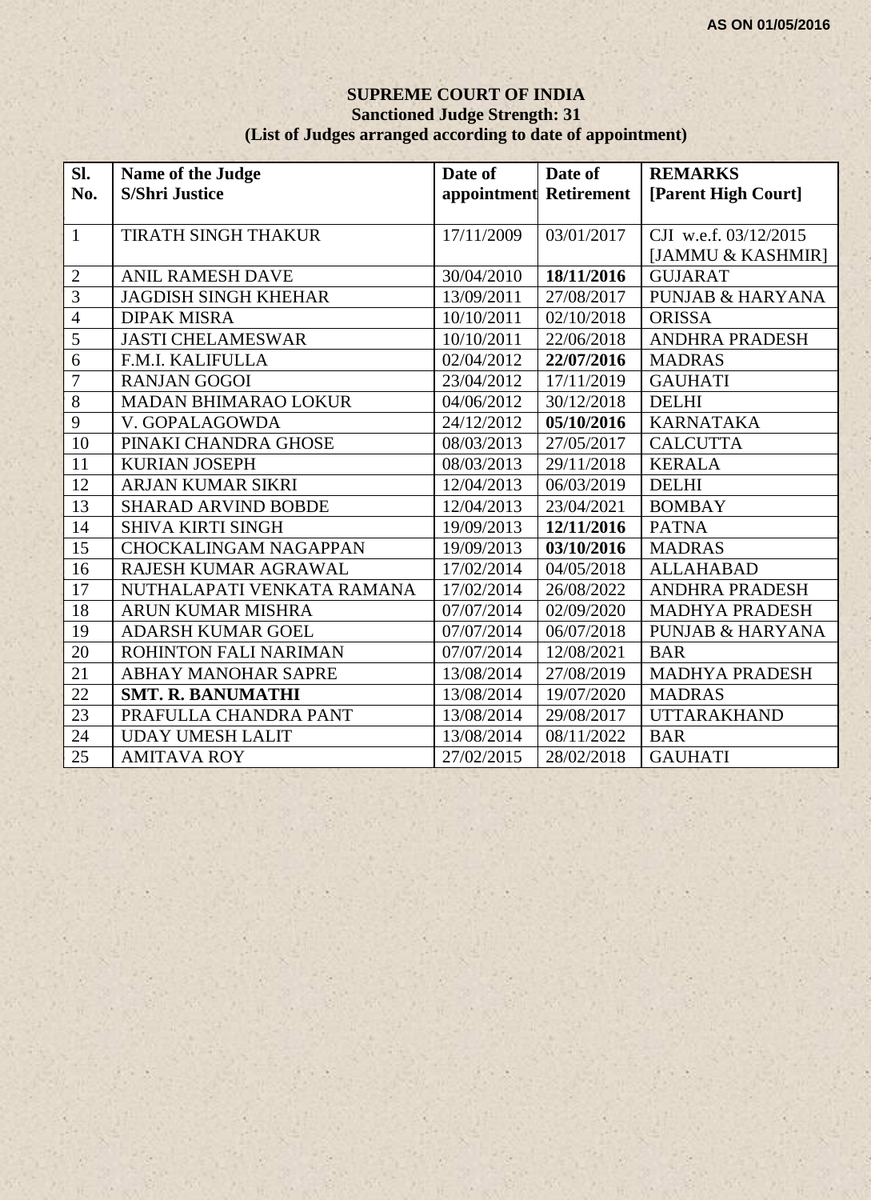AS ON 01/05/2016

**SUPREME COURT OF INDIA**
**Sanctioned Judge Strength: 31**
**(List of Judges arranged according to date of appointment)**

| Sl. No. | Name of the Judge S/Shri Justice | Date of appointment | Date of Retirement | REMARKS [Parent High Court] |
|---|---|---|---|---|
| 1 | TIRATH SINGH THAKUR | 17/11/2009 | 03/01/2017 | CJI w.e.f. 03/12/2015 [JAMMU & KASHMIR] |
| 2 | ANIL RAMESH DAVE | 30/04/2010 | **18/11/2016** | GUJARAT |
| 3 | JAGDISH SINGH KHEHAR | 13/09/2011 | 27/08/2017 | PUNJAB & HARYANA |
| 4 | DIPAK MISRA | 10/10/2011 | 02/10/2018 | ORISSA |
| 5 | JASTI CHELAMESWAR | 10/10/2011 | 22/06/2018 | ANDHRA PRADESH |
| 6 | F.M.I. KALIFULLA | 02/04/2012 | **22/07/2016** | MADRAS |
| 7 | RANJAN GOGOI | 23/04/2012 | 17/11/2019 | GAUHATI |
| 8 | MADAN BHIMARAO LOKUR | 04/06/2012 | 30/12/2018 | DELHI |
| 9 | V. GOPALAGOWDA | 24/12/2012 | **05/10/2016** | KARNATAKA |
| 10 | PINAKI CHANDRA GHOSE | 08/03/2013 | 27/05/2017 | CALCUTTA |
| 11 | KURIAN JOSEPH | 08/03/2013 | 29/11/2018 | KERALA |
| 12 | ARJAN KUMAR SIKRI | 12/04/2013 | 06/03/2019 | DELHI |
| 13 | SHARAD ARVIND BOBDE | 12/04/2013 | 23/04/2021 | BOMBAY |
| 14 | SHIVA KIRTI SINGH | 19/09/2013 | **12/11/2016** | PATNA |
| 15 | CHOCKALINGAM NAGAPPAN | 19/09/2013 | **03/10/2016** | MADRAS |
| 16 | RAJESH KUMAR AGRAWAL | 17/02/2014 | 04/05/2018 | ALLAHABAD |
| 17 | NUTHALAPATI VENKATA RAMANA | 17/02/2014 | 26/08/2022 | ANDHRA PRADESH |
| 18 | ARUN KUMAR MISHRA | 07/07/2014 | 02/09/2020 | MADHYA PRADESH |
| 19 | ADARSH KUMAR GOEL | 07/07/2014 | 06/07/2018 | PUNJAB & HARYANA |
| 20 | ROHINTON FALI NARIMAN | 07/07/2014 | 12/08/2021 | BAR |
| 21 | ABHAY MANOHAR SAPRE | 13/08/2014 | 27/08/2019 | MADHYA PRADESH |
| 22 | **SMT. R. BANUMATHI** | 13/08/2014 | 19/07/2020 | MADRAS |
| 23 | PRAFULLA CHANDRA PANT | 13/08/2014 | 29/08/2017 | UTTARAKHAND |
| 24 | UDAY UMESH LALIT | 13/08/2014 | 08/11/2022 | BAR |
| 25 | AMITAVA ROY | 27/02/2015 | 28/02/2018 | GAUHATI |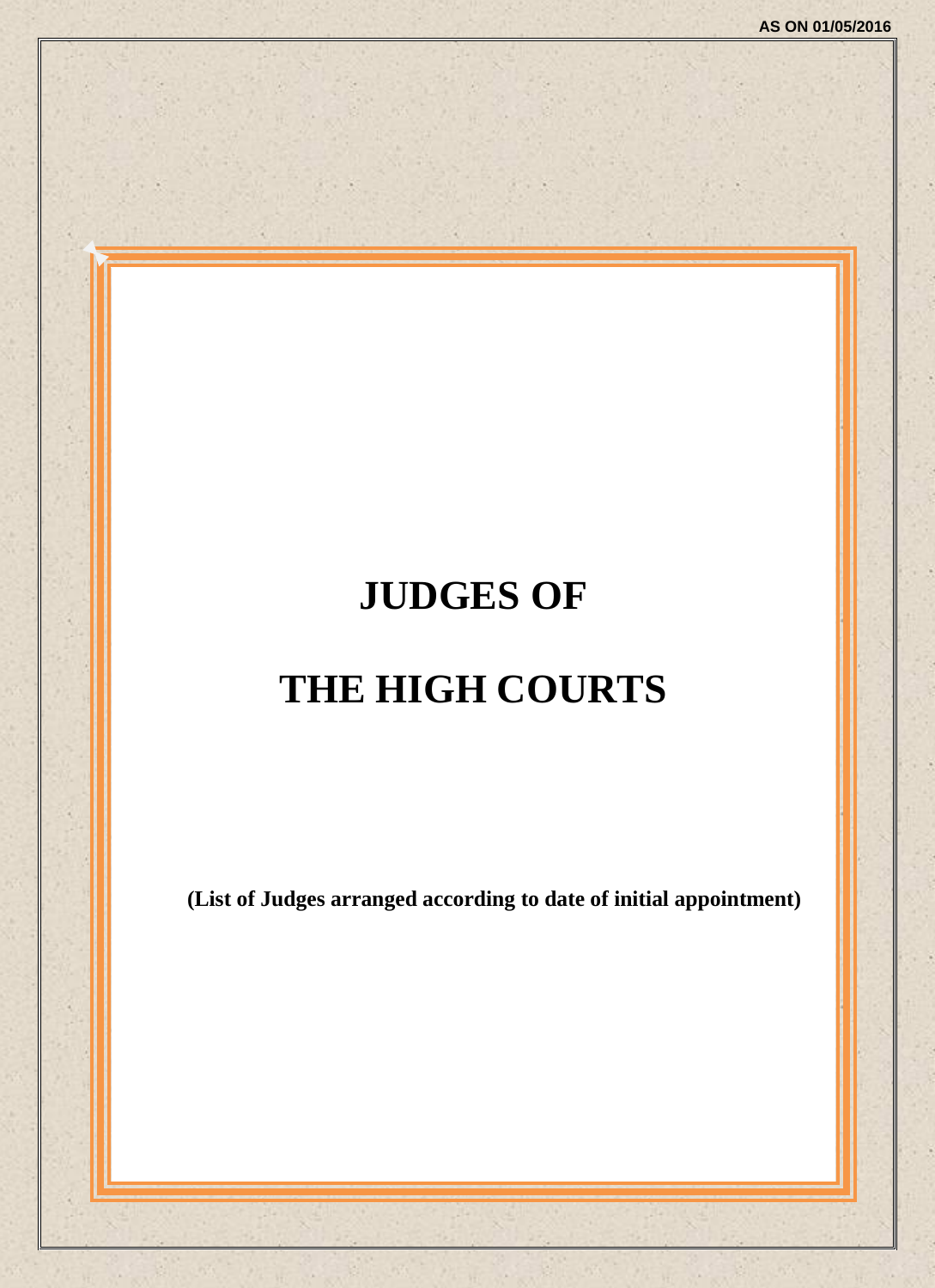AS ON 01/05/2016

# JUDGES OF

# THE HIGH COURTS

**(List of Judges arranged according to date of initial appointment)**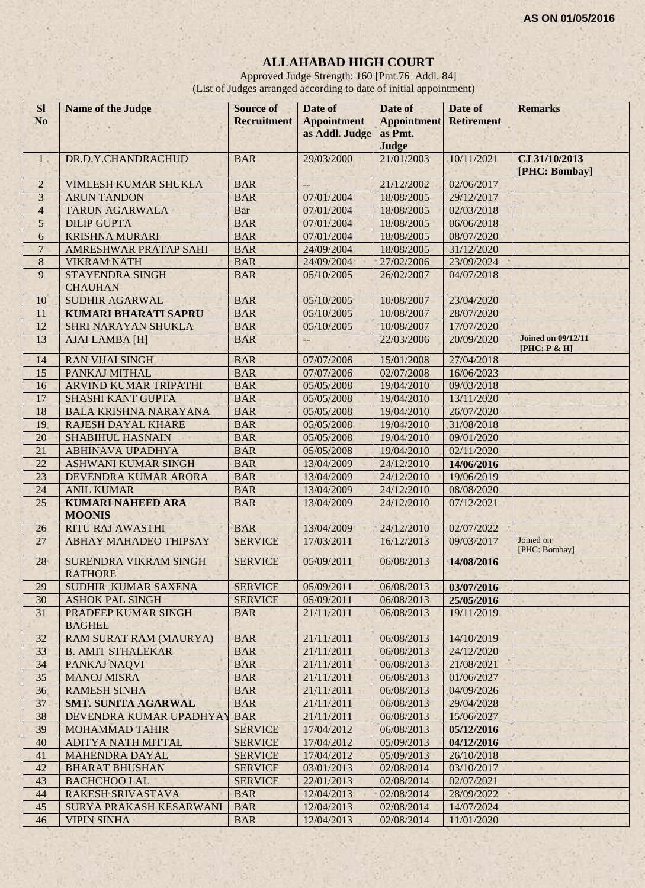AS ON 01/05/2016

# ALLAHABAD HIGH COURT

Approved Judge Strength: 160 [Pmt.76 Addl. 84]
(List of Judges arranged according to date of initial appointment)

| Sl No | Name of the Judge | Source of Recruitment | Date of Appointment as Addl. Judge | Date of Appointment as Pmt. Judge | Date of Retirement | Remarks |
|---|---|---|---|---|---|---|
| 1 | DR.D.Y.CHANDRACHUD | BAR | 29/03/2000 | 21/01/2003 | 10/11/2021 | **CJ 31/10/2013 [PHC: Bombay]** |
| 2 | VIMLESH KUMAR SHUKLA | BAR | -- | 21/12/2002 | 02/06/2017 | |
| 3 | ARUN TANDON | BAR | 07/01/2004 | 18/08/2005 | 29/12/2017 | |
| 4 | TARUN AGARWALA | Bar | 07/01/2004 | 18/08/2005 | 02/03/2018 | |
| 5 | DILIP GUPTA | BAR | 07/01/2004 | 18/08/2005 | 06/06/2018 | |
| 6 | KRISHNA MURARI | BAR | 07/01/2004 | 18/08/2005 | 08/07/2020 | |
| 7 | AMRESHWAR PRATAP SAHI | BAR | 24/09/2004 | 18/08/2005 | 31/12/2020 | |
| 8 | VIKRAM NATH | BAR | 24/09/2004 | 27/02/2006 | 23/09/2024 | |
| 9 | STAYENDRA SINGH CHAUHAN | BAR | 05/10/2005 | 26/02/2007 | 04/07/2018 | |
| 10 | SUDHIR AGARWAL | BAR | 05/10/2005 | 10/08/2007 | 23/04/2020 | |
| 11 | **KUMARI BHARATI SAPRU** | BAR | 05/10/2005 | 10/08/2007 | 28/07/2020 | |
| 12 | SHRI NARAYAN SHUKLA | BAR | 05/10/2005 | 10/08/2007 | 17/07/2020 | |
| 13 | AJAI LAMBA [H] | BAR | -- | 22/03/2006 | 20/09/2020 | **Joined on 09/12/11 [PHC: P & H]** |
| 14 | RAN VIJAI SINGH | BAR | 07/07/2006 | 15/01/2008 | 27/04/2018 | |
| 15 | PANKAJ MITHAL | BAR | 07/07/2006 | 02/07/2008 | 16/06/2023 | |
| 16 | ARVIND KUMAR TRIPATHI | BAR | 05/05/2008 | 19/04/2010 | 09/03/2018 | |
| 17 | SHASHI KANT GUPTA | BAR | 05/05/2008 | 19/04/2010 | 13/11/2020 | |
| 18 | BALA KRISHNA NARAYANA | BAR | 05/05/2008 | 19/04/2010 | 26/07/2020 | |
| 19 | RAJESH DAYAL KHARE | BAR | 05/05/2008 | 19/04/2010 | 31/08/2018 | |
| 20 | SHABIHUL HASNAIN | BAR | 05/05/2008 | 19/04/2010 | 09/01/2020 | |
| 21 | ABHINAVA UPADHYA | BAR | 05/05/2008 | 19/04/2010 | 02/11/2020 | |
| 22 | ASHWANI KUMAR SINGH | BAR | 13/04/2009 | 24/12/2010 | **14/06/2016** | |
| 23 | DEVENDRA KUMAR ARORA | BAR | 13/04/2009 | 24/12/2010 | 19/06/2019 | |
| 24 | ANIL KUMAR | BAR | 13/04/2009 | 24/12/2010 | 08/08/2020 | |
| 25 | **KUMARI NAHEED ARA MOONIS** | BAR | 13/04/2009 | 24/12/2010 | 07/12/2021 | |
| 26 | RITU RAJ AWASTHI | BAR | 13/04/2009 | 24/12/2010 | 02/07/2022 | |
| 27 | ABHAY MAHADEO THIPSAY | SERVICE | 17/03/2011 | 16/12/2013 | 09/03/2017 | Joined on [PHC: Bombay] |
| 28 | SURENDRA VIKRAM SINGH RATHORE | SERVICE | 05/09/2011 | 06/08/2013 | **14/08/2016** | |
| 29 | SUDHIR KUMAR SAXENA | SERVICE | 05/09/2011 | 06/08/2013 | **03/07/2016** | |
| 30 | ASHOK PAL SINGH | SERVICE | 05/09/2011 | 06/08/2013 | **25/05/2016** | |
| 31 | PRADEEP KUMAR SINGH BAGHEL | BAR | 21/11/2011 | 06/08/2013 | 19/11/2019 | |
| 32 | RAM SURAT RAM (MAURYA) | BAR | 21/11/2011 | 06/08/2013 | 14/10/2019 | |
| 33 | B. AMIT STHALEKAR | BAR | 21/11/2011 | 06/08/2013 | 24/12/2020 | |
| 34 | PANKAJ NAQVI | BAR | 21/11/2011 | 06/08/2013 | 21/08/2021 | |
| 35 | MANOJ MISRA | BAR | 21/11/2011 | 06/08/2013 | 01/06/2027 | |
| 36 | RAMESH SINHA | BAR | 21/11/2011 | 06/08/2013 | 04/09/2026 | |
| 37 | **SMT. SUNITA AGARWAL** | BAR | 21/11/2011 | 06/08/2013 | 29/04/2028 | |
| 38 | DEVENDRA KUMAR UPADHYAY | BAR | 21/11/2011 | 06/08/2013 | 15/06/2027 | |
| 39 | MOHAMMAD TAHIR | SERVICE | 17/04/2012 | 06/08/2013 | **05/12/2016** | |
| 40 | ADITYA NATH MITTAL | SERVICE | 17/04/2012 | 05/09/2013 | **04/12/2016** | |
| 41 | MAHENDRA DAYAL | SERVICE | 17/04/2012 | 05/09/2013 | 26/10/2018 | |
| 42 | BHARAT BHUSHAN | SERVICE | 03/01/2013 | 02/08/2014 | 03/10/2017 | |
| 43 | BACHCHOO LAL | SERVICE | 22/01/2013 | 02/08/2014 | 02/07/2021 | |
| 44 | RAKESH SRIVASTAVA | BAR | 12/04/2013 | 02/08/2014 | 28/09/2022 | |
| 45 | SURYA PRAKASH KESARWANI | BAR | 12/04/2013 | 02/08/2014 | 14/07/2024 | |
| 46 | VIPIN SINHA | BAR | 12/04/2013 | 02/08/2014 | 11/01/2020 | |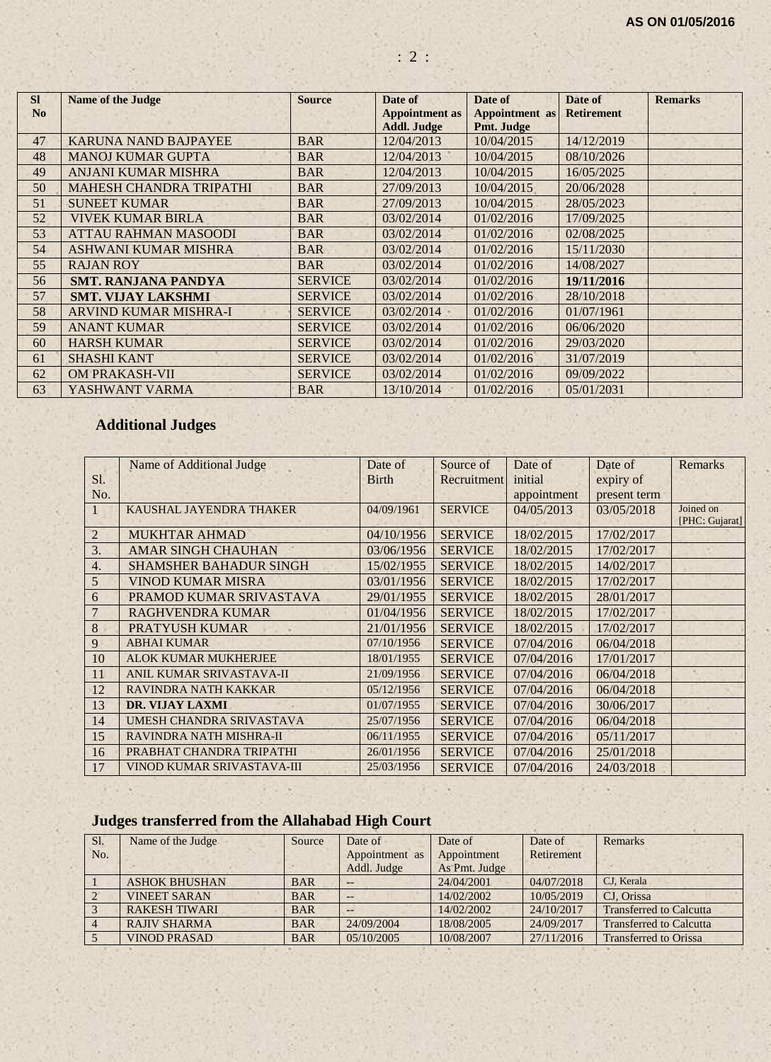| Sl No | Name of the Judge | Source | Date of Appointment as Addl. Judge | Date of Appointment as Pmt. Judge | Date of Retirement | Remarks |
|---|---|---|---|---|---|---|
| 47 | KARUNA NAND BAJPAYEE | BAR | 12/04/2013 | 10/04/2015 | 14/12/2019 | |
| 48 | MANOJ KUMAR GUPTA | BAR | 12/04/2013 | 10/04/2015 | 08/10/2026 | |
| 49 | ANJANI KUMAR MISHRA | BAR | 12/04/2013 | 10/04/2015 | 16/05/2025 | |
| 50 | MAHESH CHANDRA TRIPATHI | BAR | 27/09/2013 | 10/04/2015 | 20/06/2028 | |
| 51 | SUNEET KUMAR | BAR | 27/09/2013 | 10/04/2015 | 28/05/2023 | |
| 52 | VIVEK KUMAR BIRLA | BAR | 03/02/2014 | 01/02/2016 | 17/09/2025 | |
| 53 | ATTAU RAHMAN MASOODI | BAR | 03/02/2014 | 01/02/2016 | 02/08/2025 | |
| 54 | ASHWANI KUMAR MISHRA | BAR | 03/02/2014 | 01/02/2016 | 15/11/2030 | |
| 55 | RAJAN ROY | BAR | 03/02/2014 | 01/02/2016 | 14/08/2027 | |
| 56 | **SMT. RANJANA PANDYA** | SERVICE | 03/02/2014 | 01/02/2016 | **19/11/2016** | |
| 57 | **SMT. VIJAY LAKSHMI** | SERVICE | 03/02/2014 | 01/02/2016 | 28/10/2018 | |
| 58 | ARVIND KUMAR MISHRA-I | SERVICE | 03/02/2014 | 01/02/2016 | 01/07/1961 | |
| 59 | ANANT KUMAR | SERVICE | 03/02/2014 | 01/02/2016 | 06/06/2020 | |
| 60 | HARSH KUMAR | SERVICE | 03/02/2014 | 01/02/2016 | 29/03/2020 | |
| 61 | SHASHI KANT | SERVICE | 03/02/2014 | 01/02/2016 | 31/07/2019 | |
| 62 | OM PRAKASH-VII | SERVICE | 03/02/2014 | 01/02/2016 | 09/09/2022 | |
| 63 | YASHWANT VARMA | BAR | 13/10/2014 | 01/02/2016 | 05/01/2031 | |

## Additional Judges

| Sl. No. | Name of Additional Judge | Date of Birth | Source of Recruitment | Date of initial appointment | Date of expiry of present term | Remarks |
|---|---|---|---|---|---|---|
| 1 | KAUSHAL JAYENDRA THAKER | 04/09/1961 | SERVICE | 04/05/2013 | 03/05/2018 | Joined on [PHC: Gujarat] |
| 2 | MUKHTAR AHMAD | 04/10/1956 | SERVICE | 18/02/2015 | 17/02/2017 | |
| 3. | AMAR SINGH CHAUHAN | 03/06/1956 | SERVICE | 18/02/2015 | 17/02/2017 | |
| 4. | SHAMSHER BAHADUR SINGH | 15/02/1955 | SERVICE | 18/02/2015 | 14/02/2017 | |
| 5 | VINOD KUMAR MISRA | 03/01/1956 | SERVICE | 18/02/2015 | 17/02/2017 | |
| 6 | PRAMOD KUMAR SRIVASTAVA | 29/01/1955 | SERVICE | 18/02/2015 | 28/01/2017 | |
| 7 | RAGHVENDRA KUMAR | 01/04/1956 | SERVICE | 18/02/2015 | 17/02/2017 | |
| 8 | PRATYUSH KUMAR | 21/01/1956 | SERVICE | 18/02/2015 | 17/02/2017 | |
| 9 | ABHAI KUMAR | 07/10/1956 | SERVICE | 07/04/2016 | 06/04/2018 | |
| 10 | ALOK KUMAR MUKHERJEE | 18/01/1955 | SERVICE | 07/04/2016 | 17/01/2017 | |
| 11 | ANIL KUMAR SRIVASTAVA-II | 21/09/1956 | SERVICE | 07/04/2016 | 06/04/2018 | |
| 12 | RAVINDRA NATH KAKKAR | 05/12/1956 | SERVICE | 07/04/2016 | 06/04/2018 | |
| 13 | **DR. VIJAY LAXMI** | 01/07/1955 | SERVICE | 07/04/2016 | 30/06/2017 | |
| 14 | UMESH CHANDRA SRIVASTAVA | 25/07/1956 | SERVICE | 07/04/2016 | 06/04/2018 | |
| 15 | RAVINDRA NATH MISHRA-II | 06/11/1955 | SERVICE | 07/04/2016 | 05/11/2017 | |
| 16 | PRABHAT CHANDRA TRIPATHI | 26/01/1956 | SERVICE | 07/04/2016 | 25/01/2018 | |
| 17 | VINOD KUMAR SRIVASTAVA-III | 25/03/1956 | SERVICE | 07/04/2016 | 24/03/2018 | |

## Judges transferred from the Allahabad High Court

| Sl. No. | Name of the Judge | Source | Date of Appointment as Addl. Judge | Date of Appointment As Pmt. Judge | Date of Retirement | Remarks |
|---|---|---|---|---|---|---|
| 1 | ASHOK BHUSHAN | BAR | -- | 24/04/2001 | 04/07/2018 | CJ, Kerala |
| 2 | VINEET SARAN | BAR | -- | 14/02/2002 | 10/05/2019 | CJ, Orissa |
| 3 | RAKESH TIWARI | BAR | -- | 14/02/2002 | 24/10/2017 | Transferred to Calcutta |
| 4 | RAJIV SHARMA | BAR | 24/09/2004 | 18/08/2005 | 24/09/2017 | Transferred to Calcutta |
| 5 | VINOD PRASAD | BAR | 05/10/2005 | 10/08/2007 | 27/11/2016 | Transferred to Orissa |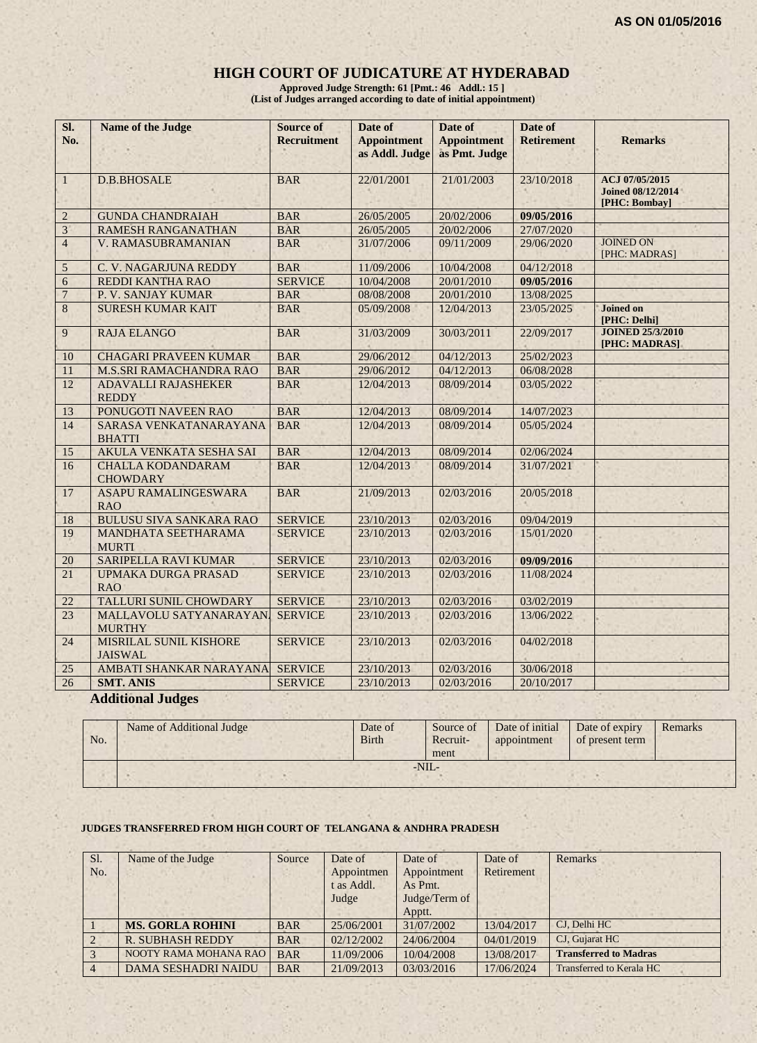AS ON 01/05/2016

# HIGH COURT OF JUDICATURE AT HYDERABAD

**Approved Judge Strength: 61 [Pmt.: 46 Addl.: 15 ]**
**(List of Judges arranged according to date of initial appointment)**

| Sl. No. | Name of the Judge | Source of Recruitment | Date of Appointment as Addl. Judge | Date of Appointment as Pmt. Judge | Date of Retirement | Remarks |
|---|---|---|---|---|---|---|
| 1 | D.B.BHOSALE | BAR | 22/01/2001 | 21/01/2003 | 23/10/2018 | ACJ 07/05/2015 Joined 08/12/2014 [PHC: Bombay] |
| 2 | GUNDA CHANDRAIAH | BAR | 26/05/2005 | 20/02/2006 | **09/05/2016** | |
| 3 | RAMESH RANGANATHAN | BAR | 26/05/2005 | 20/02/2006 | 27/07/2020 | |
| 4 | V. RAMASUBRAMANIAN | BAR | 31/07/2006 | 09/11/2009 | 29/06/2020 | JOINED ON [PHC: MADRAS] |
| 5 | C. V. NAGARJUNA REDDY | BAR | 11/09/2006 | 10/04/2008 | 04/12/2018 | |
| 6 | REDDI KANTHA RAO | SERVICE | 10/04/2008 | 20/01/2010 | **09/05/2016** | |
| 7 | P. V. SANJAY KUMAR | BAR | 08/08/2008 | 20/01/2010 | 13/08/2025 | |
| 8 | SURESH KUMAR KAIT | BAR | 05/09/2008 | 12/04/2013 | 23/05/2025 | **Joined on [PHC: Delhi]** |
| 9 | RAJA ELANGO | BAR | 31/03/2009 | 30/03/2011 | 22/09/2017 | **JOINED 25/3/2010 [PHC: MADRAS]** |
| 10 | CHAGARI PRAVEEN KUMAR | BAR | 29/06/2012 | 04/12/2013 | 25/02/2023 | |
| 11 | M.S.SRI RAMACHANDRA RAO | BAR | 29/06/2012 | 04/12/2013 | 06/08/2028 | |
| 12 | ADAVALLI RAJASHEKER REDDY | BAR | 12/04/2013 | 08/09/2014 | 03/05/2022 | |
| 13 | PONUGOTI NAVEEN RAO | BAR | 12/04/2013 | 08/09/2014 | 14/07/2023 | |
| 14 | SARASA VENKATANARAYANA BHATTI | BAR | 12/04/2013 | 08/09/2014 | 05/05/2024 | |
| 15 | AKULA VENKATA SESHA SAI | BAR | 12/04/2013 | 08/09/2014 | 02/06/2024 | |
| 16 | CHALLA KODANDARAM CHOWDARY | BAR | 12/04/2013 | 08/09/2014 | 31/07/2021 | |
| 17 | ASAPU RAMALINGESWARA RAO | BAR | 21/09/2013 | 02/03/2016 | 20/05/2018 | |
| 18 | BULUSU SIVA SANKARA RAO | SERVICE | 23/10/2013 | 02/03/2016 | 09/04/2019 | |
| 19 | MANDHATA SEETHARAMA MURTI | SERVICE | 23/10/2013 | 02/03/2016 | 15/01/2020 | |
| 20 | SARIPELLA RAVI KUMAR | SERVICE | 23/10/2013 | 02/03/2016 | **09/09/2016** | |
| 21 | UPMAKA DURGA PRASAD RAO | SERVICE | 23/10/2013 | 02/03/2016 | 11/08/2024 | |
| 22 | TALLURI SUNIL CHOWDARY | SERVICE | 23/10/2013 | 02/03/2016 | 03/02/2019 | |
| 23 | MALLAVOLU SATYANARAYANA MURTHY | SERVICE | 23/10/2013 | 02/03/2016 | 13/06/2022 | |
| 24 | MISRILAL SUNIL KISHORE JAISWAL | SERVICE | 23/10/2013 | 02/03/2016 | 04/02/2018 | |
| 25 | AMBATI SHANKAR NARAYANA | SERVICE | 23/10/2013 | 02/03/2016 | 30/06/2018 | |
| 26 | **SMT. ANIS** | SERVICE | 23/10/2013 | 02/03/2016 | 20/10/2017 | |

## Additional Judges

| No. | Name of Additional Judge | Date of Birth | Source of Recruit-ment | Date of initial appointment | Date of expiry of present term | Remarks |
|---|---|---|---|---|---|---|
| | -NIL- | | | | | |

**JUDGES TRANSFERRED FROM HIGH COURT OF TELANGANA & ANDHRA PRADESH**

| Sl. No. | Name of the Judge | Source | Date of Appointment as Addl. Judge | Date of Appointment As Pmt. Judge/Term of Apptt. | Date of Retirement | Remarks |
|---|---|---|---|---|---|---|
| 1 | **MS. GORLA ROHINI** | BAR | 25/06/2001 | 31/07/2002 | 13/04/2017 | CJ, Delhi HC |
| 2 | R. SUBHASH REDDY | BAR | 02/12/2002 | 24/06/2004 | 04/01/2019 | CJ, Gujarat HC |
| 3 | NOOTY RAMA MOHANA RAO | BAR | 11/09/2006 | 10/04/2008 | 13/08/2017 | **Transferred to Madras** |
| 4 | DAMA SESHADRI NAIDU | BAR | 21/09/2013 | 03/03/2016 | 17/06/2024 | Transferred to Kerala HC |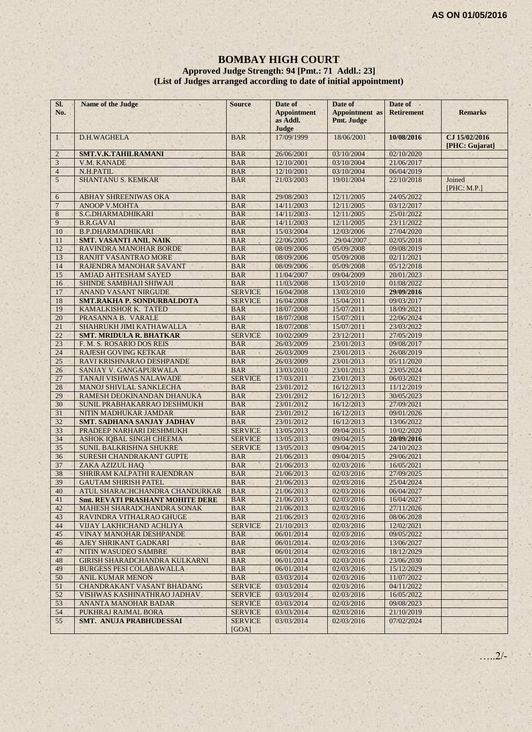**AS ON 01/05/2016**

# BOMBAY HIGH COURT

### Approved Judge Strength: 94 [Pmt.: 71 Addl.: 23]

### (List of Judges arranged according to date of initial appointment)

| Sl. No. | Name of the Judge | Source | Date of Appointment as Addl. Judge | Date of Appointment as Pmt. Judge | Date of Retirement | Remarks |
|---|---|---|---|---|---|---|
| 1 | D.H.WAGHELA | BAR | 17/09/1999 | 18/06/2001 | **10/08/2016** | **CJ 15/02/2016 [PHC: Gujarat]** |
| 2 | **SMT.V.K.TAHILRAMANI** | BAR | 26/06/2001 | 03/10/2004 | 02/10/2020 | |
| 3 | V.M. KANADE | BAR | 12/10/2001 | 03/10/2004 | 21/06/2017 | |
| 4 | N.H.PATIL | BAR | 12/10/2001 | 03/10/2004 | 06/04/2019 | |
| 5 | SHANTANU S. KEMKAR | BAR | 21/03/2003 | 19/01/2004 | 22/10/2018 | Joined [PHC: M.P.] |
| 6 | ABHAY SHREENIWAS OKA | BAR | 29/08/2003 | 12/11/2005 | 24/05/2022 | |
| 7 | ANOOP V.MOHTA | BAR | 14/11/2003 | 12/11/2005 | 03/12/2017 | |
| 8 | S.C.DHARMADHIKARI | BAR | 14/11/2003 | 12/11/2005 | 25/01/2022 | |
| 9 | B.R.GAVAI | BAR | 14/11/2003 | 12/11/2005 | 23/11/2022 | |
| 10 | B.P.DHARMADHIKARI | BAR | 15/03/2004 | 12/03/2006 | 27/04/2020 | |
| 11 | **SMT. VASANTI ANIL NAIK** | BAR | 22/06/2005 | 29/04/2007 | 02/05/2018 | |
| 12 | RAVINDRA MANOHAR BORDE | BAR | 08/09/2006 | 05/09/2008 | 09/08/2019 | |
| 13 | RANJIT VASANTRAO MORE | BAR | 08/09/2006 | 05/09/2008 | 02/11/2021 | |
| 14 | RAJENDRA MANOHAR SAVANT | BAR | 08/09/2006 | 05/09/2008 | 05/12/2018 | |
| 15 | AMJAD AHTESHAM SAYED | BAR | 11/04/2007 | 09/04/2009 | 20/01/2023 | |
| 16 | SHINDE SAMBHAJI SHIWAJI | BAR | 11/03/2008 | 13/03/2010 | 01/08/2022 | |
| 17 | ANAND VASANT NIRGUDE | SERVICE | 16/04/2008 | 13/03/2010 | **29/09/2016** | |
| 18 | **SMT.RAKHA P. SONDURBALDOTA** | SERVICE | 16/04/2008 | 15/04/2011 | 09/03/2017 | |
| 19 | KAMALKISHOR K. TATED | BAR | 18/07/2008 | 15/07/2011 | 18/09/2021 | |
| 20 | PRASANNA B. VARALE | BAR | 18/07/2008 | 15/07/2011 | 22/06/2024 | |
| 21 | SHAHRUKH JIMI KATHAWALLA | BAR | 18/07/2008 | 15/07/2011 | 23/03/2022 | |
| 22 | **SMT. MRIDULA R. BHATKAR** | SERVICE | 10/02/2009 | 23/12/2011 | 27/05/2019 | |
| 23 | F. M. S. ROSARIO DOS REIS | BAR | 26/03/2009 | 23/01/2013 | 09/08/2017 | |
| 24 | RAJESH GOVING KETKAR | BAR | 26/03/2009 | 23/01/2013 | 26/08/2019 | |
| 25 | RAVI KRISHNARAO DESHPANDE | BAR | 26/03/2009 | 23/01/2013 | 05/11/2020 | |
| 26 | SANJAY V. GANGAPURWALA | BAR | 13/03/2010 | 23/01/2013 | 23/05/2024 | |
| 27 | TANAJI VISHWAS NALAWADE | SERVICE | 17/03/2011 | 23/01/2013 | 06/03/2021 | |
| 28 | MANOJ SHIVLAL SANKLECHA | BAR | 23/01/2012 | 16/12/2013 | 11/12/2019 | |
| 29 | RAMESH DEOKINANDAN DHANUKA | BAR | 23/01/2012 | 16/12/2013 | 30/05/2023 | |
| 30 | SUNIL PRABHAKARRAO DESHMUKH | BAR | 23/01/2012 | 16/12/2013 | 27/09/2021 | |
| 31 | NITIN MADHUKAR JAMDAR | BAR | 23/01/2012 | 16/12/2013 | 09/01/2026 | |
| 32 | **SMT. SADHANA SANJAY JADHAV** | BAR | 23/01/2012 | 16/12/2013 | 13/06/2022 | |
| 33 | PRADEEP NARHARI DESHMUKH | SERVICE | 13/05/2013 | 09/04/2015 | 10/02/2020 | |
| 34 | ASHOK IQBAL SINGH CHEEMA | SERVICE | 13/05/2013 | 09/04/2015 | **20/09/2016** | |
| 35 | SUNIL BALKRISHNA SHUKRE | SERVICE | 13/05/2013 | 09/04/2015 | 24/10/2023 | |
| 36 | SURESH CHANDRAKANT GUPTE | BAR | 21/06/2013 | 09/04/2015 | 29/06/2021 | |
| 37 | ZAKA AZIZUL HAQ | BAR | 21/06/2013 | 02/03/2016 | 16/05/2021 | |
| 38 | SHRIRAM KALPATHI RAJENDRAN | BAR | 21/06/2013 | 02/03/2016 | 27/09/2025 | |
| 39 | GAUTAM SHIRISH PATEL | BAR | 21/06/2013 | 02/03/2016 | 25/04/2024 | |
| 40 | ATUL SHARACHCHANDRA CHANDURKAR | BAR | 21/06/2013 | 02/03/2016 | 06/04/2027 | |
| 41 | **Smt. REVATI PRASHANT MOHITE DERE** | BAR | 21/06/2013 | 02/03/2016 | 16/04/2027 | |
| 42 | MAHESH SHARADCHANDRA SONAK | BAR | 21/06/2013 | 02/03/2016 | 27/11/2026 | |
| 43 | RAVINDRA VITHALRAO GHUGE | BAR | 21/06/2013 | 02/03/2016 | 08/06/2028 | |
| 44 | VIJAY LAKHICHAND ACHLIYA | SERVICE | 21/10/2013 | 02/03/2016 | 12/02/2021 | |
| 45 | VINAY MANOHAR DESHPANDE | BAR | 06/01/2014 | 02/03/2016 | 09/05/2022 | |
| 46 | AJEY SHRIKANT GADKARI | BAR | 06/01/2014 | 02/03/2016 | 13/06/2027 | |
| 47 | NITIN WASUDEO SAMBRE | BAR | 06/01/2014 | 02/03/2016 | 18/12/2029 | |
| 48 | GIRISH SHARADCHANDRA KULKARNI | BAR | 06/01/2014 | 02/03/2016 | 23/06/2030 | |
| 49 | BURGESS PESI COLABAWALLA | BAR | 06/01/2014 | 02/03/2016 | 15/12/2029 | |
| 50 | ANIL KUMAR MENON | BAR | 03/03/2014 | 02/03/2016 | 11/07/2022 | |
| 51 | CHANDRAKANT VASANT BHADANG | SERVICE | 03/03/2014 | 02/03/2016 | 04/11/2022 | |
| 52 | VISHWAS KASHINATHRAO JADHAV | SERVICE | 03/03/2014 | 02/03/2016 | 16/05/2022 | |
| 53 | ANANTA MANOHAR BADAR | SERVICE | 03/03/2014 | 02/03/2016 | 09/08/2023 | |
| 54 | PUKHRAJ RAJMAL BORA | SERVICE | 03/03/2014 | 02/03/2016 | 21/10/2019 | |
| 55 | **SMT. ANUJA PRABHUDESSAI** | SERVICE [GOA] | 03/03/2014 | 02/03/2016 | 07/02/2024 | |

…..2/-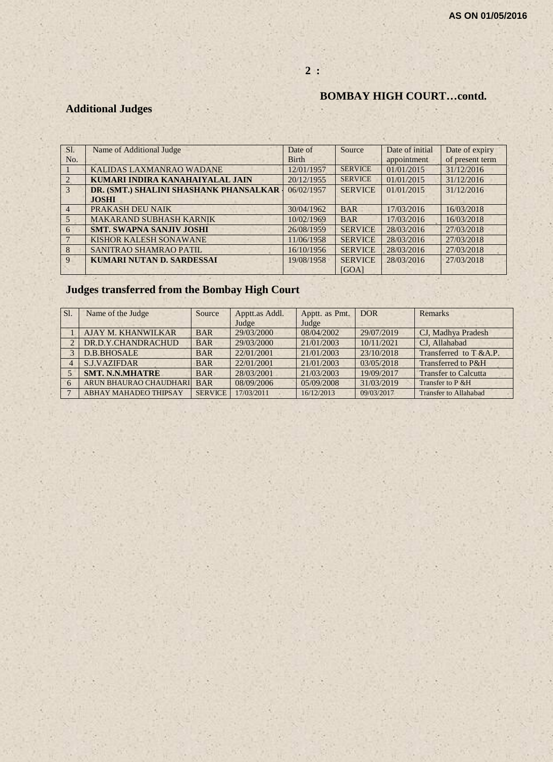AS ON 01/05/2016

## BOMBAY HIGH COURT…contd.

## Additional Judges

| Sl. No. | Name of Additional Judge | Date of Birth | Source | Date of initial appointment | Date of expiry of present term |
|---|---|---|---|---|---|
| 1 | KALIDAS LAXMANRAO WADANE | 12/01/1957 | SERVICE | 01/01/2015 | 31/12/2016 |
| 2 | **KUMARI INDIRA KANAHAIYALAL JAIN** | 20/12/1955 | SERVICE | 01/01/2015 | 31/12/2016 |
| 3 | **DR. (SMT.) SHALINI SHASHANK PHANSALKAR - JOSHI** | 06/02/1957 | SERVICE | 01/01/2015 | 31/12/2016 |
| 4 | PRAKASH DEU NAIK | 30/04/1962 | BAR | 17/03/2016 | 16/03/2018 |
| 5 | MAKARAND SUBHASH KARNIK | 10/02/1969 | BAR | 17/03/2016 | 16/03/2018 |
| 6 | **SMT. SWAPNA SANJIV JOSHI** | 26/08/1959 | SERVICE | 28/03/2016 | 27/03/2018 |
| 7 | KISHOR KALESH SONAWANE | 11/06/1958 | SERVICE | 28/03/2016 | 27/03/2018 |
| 8 | SANITRAO SHAMRAO PATIL | 16/10/1956 | SERVICE | 28/03/2016 | 27/03/2018 |
| 9 | **KUMARI NUTAN D. SARDESSAI** | 19/08/1958 | SERVICE [GOA] | 28/03/2016 | 27/03/2018 |

## Judges transferred from the Bombay High Court

| Sl. | Name of the Judge | Source | Apptt.as Addl. Judge | Apptt. as Pmt. Judge | DOR | Remarks |
|---|---|---|---|---|---|---|
| 1 | AJAY M. KHANWILKAR | BAR | 29/03/2000 | 08/04/2002 | 29/07/2019 | CJ, Madhya Pradesh |
| 2 | DR.D.Y.CHANDRACHUD | BAR | 29/03/2000 | 21/01/2003 | 10/11/2021 | CJ, Allahabad |
| 3 | D.B.BHOSALE | BAR | 22/01/2001 | 21/01/2003 | 23/10/2018 | Transferred to T &A.P. |
| 4 | S.J.VAZIFDAR | BAR | 22/01/2001 | 21/01/2003 | 03/05/2018 | Transferred to P&H |
| 5 | **SMT. N.N.MHATRE** | BAR | 28/03/2001 | 21/03/2003 | 19/09/2017 | Transfer to Calcutta |
| 6 | ARUN BHAURAO CHAUDHARI | BAR | 08/09/2006 | 05/09/2008 | 31/03/2019 | Transfer to P &H |
| 7 | ABHAY MAHADEO THIPSAY | SERVICE | 17/03/2011 | 16/12/2013 | 09/03/2017 | Transfer to Allahabad |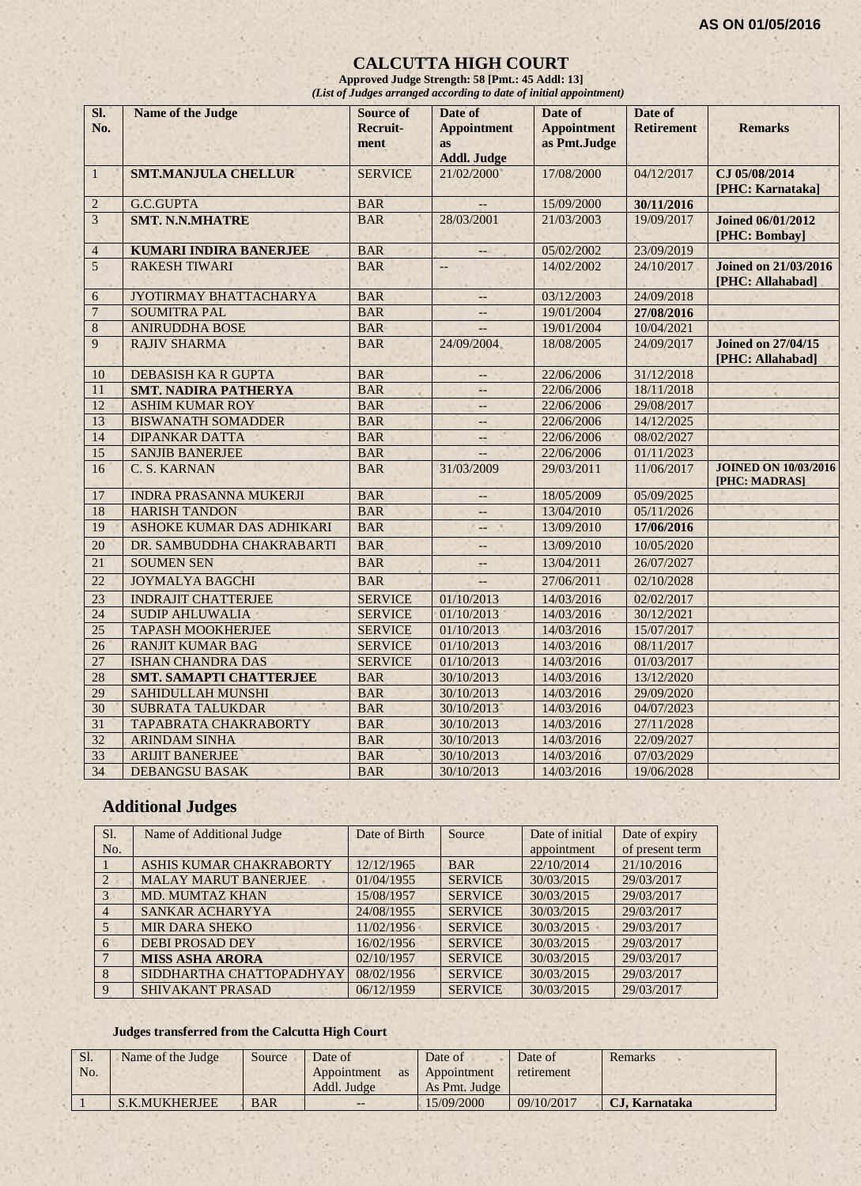AS ON 01/05/2016

# CALCUTTA HIGH COURT

**Approved Judge Strength: 58 [Pmt.: 45 Addl: 13]**

***(List of Judges arranged according to date of initial appointment)***

| Sl. No. | Name of the Judge | Source of Recruit-ment | Date of Appointment as Addl. Judge | Date of Appointment as Pmt.Judge | Date of Retirement | Remarks |
|---|---|---|---|---|---|---|
| 1 | **SMT.MANJULA CHELLUR** | SERVICE | 21/02/2000 | 17/08/2000 | 04/12/2017 | **CJ 05/08/2014 [PHC: Karnataka]** |
| 2 | G.C.GUPTA | BAR | -- | 15/09/2000 | **30/11/2016** | |
| 3 | **SMT. N.N.MHATRE** | BAR | 28/03/2001 | 21/03/2003 | 19/09/2017 | **Joined 06/01/2012 [PHC: Bombay]** |
| 4 | **KUMARI INDIRA BANERJEE** | BAR | -- | 05/02/2002 | 23/09/2019 | |
| 5 | RAKESH TIWARI | BAR | -- | 14/02/2002 | 24/10/2017 | **Joined on 21/03/2016 [PHC: Allahabad]** |
| 6 | JYOTIRMAY BHATTACHARYA | BAR | -- | 03/12/2003 | 24/09/2018 | |
| 7 | SOUMITRA PAL | BAR | -- | 19/01/2004 | **27/08/2016** | |
| 8 | ANIRUDDHA BOSE | BAR | -- | 19/01/2004 | 10/04/2021 | |
| 9 | RAJIV SHARMA | BAR | 24/09/2004 | 18/08/2005 | 24/09/2017 | **Joined on 27/04/15 [PHC: Allahabad]** |
| 10 | DEBASISH KA R GUPTA | BAR | -- | 22/06/2006 | 31/12/2018 | |
| 11 | **SMT. NADIRA PATHERYA** | BAR | -- | 22/06/2006 | 18/11/2018 | |
| 12 | ASHIM KUMAR ROY | BAR | -- | 22/06/2006 | 29/08/2017 | |
| 13 | BISWANATH SOMADDER | BAR | -- | 22/06/2006 | 14/12/2025 | |
| 14 | DIPANKAR DATTA | BAR | -- | 22/06/2006 | 08/02/2027 | |
| 15 | SANJIB BANERJEE | BAR | -- | 22/06/2006 | 01/11/2023 | |
| 16 | C. S. KARNAN | BAR | 31/03/2009 | 29/03/2011 | 11/06/2017 | **JOINED ON 10/03/2016 [PHC: MADRAS]** |
| 17 | INDRA PRASANNA MUKERJI | BAR | -- | 18/05/2009 | 05/09/2025 | |
| 18 | HARISH TANDON | BAR | -- | 13/04/2010 | 05/11/2026 | |
| 19 | ASHOKE KUMAR DAS ADHIKARI | BAR | -- | 13/09/2010 | **17/06/2016** | |
| 20 | DR. SAMBUDDHA CHAKRABARTI | BAR | -- | 13/09/2010 | 10/05/2020 | |
| 21 | SOUMEN SEN | BAR | -- | 13/04/2011 | 26/07/2027 | |
| 22 | JOYMALYA BAGCHI | BAR | -- | 27/06/2011 | 02/10/2028 | |
| 23 | INDRAJIT CHATTERJEE | SERVICE | 01/10/2013 | 14/03/2016 | 02/02/2017 | |
| 24 | SUDIP AHLUWALIA | SERVICE | 01/10/2013 | 14/03/2016 | 30/12/2021 | |
| 25 | TAPASH MOOKHERJEE | SERVICE | 01/10/2013 | 14/03/2016 | 15/07/2017 | |
| 26 | RANJIT KUMAR BAG | SERVICE | 01/10/2013 | 14/03/2016 | 08/11/2017 | |
| 27 | ISHAN CHANDRA DAS | SERVICE | 01/10/2013 | 14/03/2016 | 01/03/2017 | |
| 28 | **SMT. SAMAPTI CHATTERJEE** | BAR | 30/10/2013 | 14/03/2016 | 13/12/2020 | |
| 29 | SAHIDULLAH MUNSHI | BAR | 30/10/2013 | 14/03/2016 | 29/09/2020 | |
| 30 | SUBRATA TALUKDAR | BAR | 30/10/2013 | 14/03/2016 | 04/07/2023 | |
| 31 | TAPABRATA CHAKRABORTY | BAR | 30/10/2013 | 14/03/2016 | 27/11/2028 | |
| 32 | ARINDAM SINHA | BAR | 30/10/2013 | 14/03/2016 | 22/09/2027 | |
| 33 | ARIJIT BANERJEE | BAR | 30/10/2013 | 14/03/2016 | 07/03/2029 | |
| 34 | DEBANGSU BASAK | BAR | 30/10/2013 | 14/03/2016 | 19/06/2028 | |

## Additional Judges

| Sl. No. | Name of Additional Judge | Date of Birth | Source | Date of initial appointment | Date of expiry of present term |
|---|---|---|---|---|---|
| 1 | ASHIS KUMAR CHAKRABORTY | 12/12/1965 | BAR | 22/10/2014 | 21/10/2016 |
| 2 | MALAY MARUT BANERJEE | 01/04/1955 | SERVICE | 30/03/2015 | 29/03/2017 |
| 3 | MD. MUMTAZ KHAN | 15/08/1957 | SERVICE | 30/03/2015 | 29/03/2017 |
| 4 | SANKAR ACHARYYA | 24/08/1955 | SERVICE | 30/03/2015 | 29/03/2017 |
| 5 | MIR DARA SHEKO | 11/02/1956 | SERVICE | 30/03/2015 | 29/03/2017 |
| 6 | DEBI PROSAD DEY | 16/02/1956 | SERVICE | 30/03/2015 | 29/03/2017 |
| 7 | **MISS ASHA ARORA** | 02/10/1957 | SERVICE | 30/03/2015 | 29/03/2017 |
| 8 | SIDDHARTHA CHATTOPADHYAY | 08/02/1956 | SERVICE | 30/03/2015 | 29/03/2017 |
| 9 | SHIVAKANT PRASAD | 06/12/1959 | SERVICE | 30/03/2015 | 29/03/2017 |

### Judges transferred from the Calcutta High Court

| Sl. No. | Name of the Judge | Source | Date of Appointment as Addl. Judge | Date of Appointment As Pmt. Judge | Date of retirement | Remarks |
|---|---|---|---|---|---|---|
| 1 | S.K.MUKHERJEE | BAR | -- | 15/09/2000 | 09/10/2017 | **CJ, Karnataka** |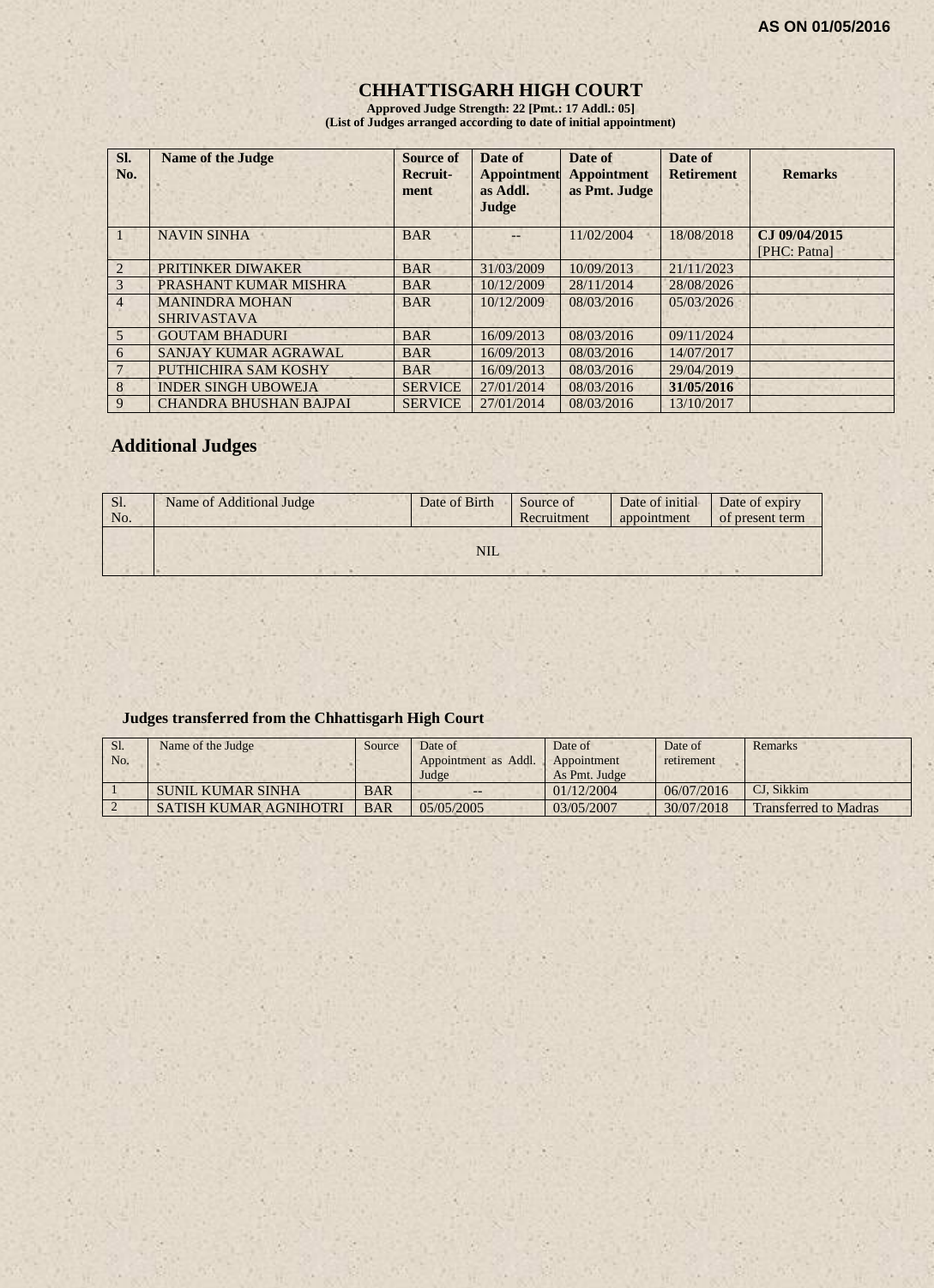AS ON 01/05/2016

# CHHATTISGARH HIGH COURT

**Approved Judge Strength: 22 [Pmt.: 17 Addl.: 05]**
**(List of Judges arranged according to date of initial appointment)**

| Sl. No. | Name of the Judge | Source of Recruit-ment | Date of Appointment as Addl. Judge | Date of Appointment as Pmt. Judge | Date of Retirement | Remarks |
|---|---|---|---|---|---|---|
| 1 | NAVIN SINHA | BAR | -- | 11/02/2004 | 18/08/2018 | **CJ 09/04/2015** [PHC: Patna] |
| 2 | PRITINKER DIWAKER | BAR | 31/03/2009 | 10/09/2013 | 21/11/2023 | |
| 3 | PRASHANT KUMAR MISHRA | BAR | 10/12/2009 | 28/11/2014 | 28/08/2026 | |
| 4 | MANINDRA MOHAN SHRIVASTAVA | BAR | 10/12/2009 | 08/03/2016 | 05/03/2026 | |
| 5 | GOUTAM BHADURI | BAR | 16/09/2013 | 08/03/2016 | 09/11/2024 | |
| 6 | SANJAY KUMAR AGRAWAL | BAR | 16/09/2013 | 08/03/2016 | 14/07/2017 | |
| 7 | PUTHICHIRA SAM KOSHY | BAR | 16/09/2013 | 08/03/2016 | 29/04/2019 | |
| 8 | INDER SINGH UBOWEJA | SERVICE | 27/01/2014 | 08/03/2016 | **31/05/2016** | |
| 9 | CHANDRA BHUSHAN BAJPAI | SERVICE | 27/01/2014 | 08/03/2016 | 13/10/2017 | |

## Additional Judges

| Sl. No. | Name of Additional Judge | Date of Birth | Source of Recruitment | Date of initial appointment | Date of expiry of present term |
|---|---|---|---|---|---|
| | NIL | | | | |

### Judges transferred from the Chhattisgarh High Court

| Sl. No. | Name of the Judge | Source | Date of Appointment as Addl. Judge | Date of Appointment As Pmt. Judge | Date of retirement | Remarks |
|---|---|---|---|---|---|---|
| 1 | SUNIL KUMAR SINHA | BAR | -- | 01/12/2004 | 06/07/2016 | CJ, Sikkim |
| 2 | SATISH KUMAR AGNIHOTRI | BAR | 05/05/2005 | 03/05/2007 | 30/07/2018 | Transferred to Madras |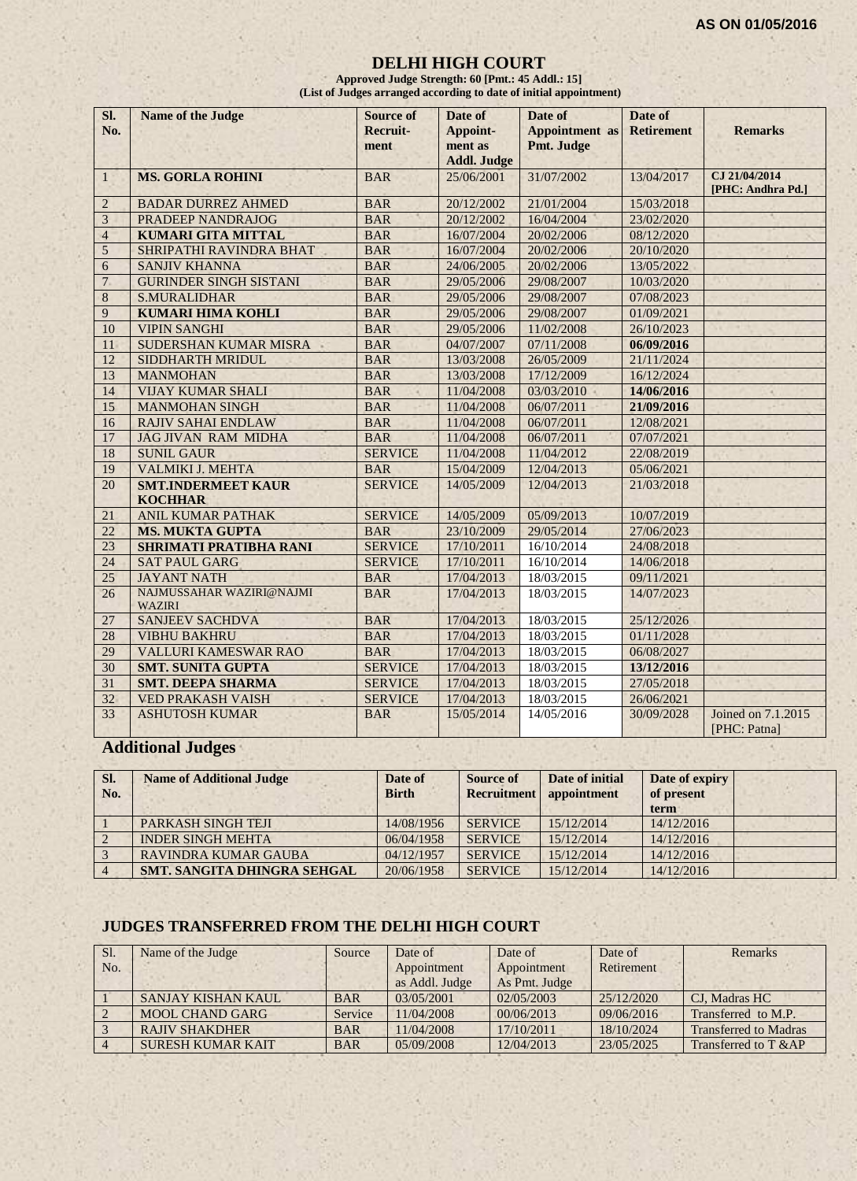**AS ON 01/05/2016**

# DELHI HIGH COURT

**Approved Judge Strength: 60 [Pmt.: 45 Addl.: 15]**
**(List of Judges arranged according to date of initial appointment)**

| Sl. No. | Name of the Judge | Source of Recruit-ment | Date of Appoint-ment as Addl. Judge | Date of Appointment as Pmt. Judge | Date of Retirement | Remarks |
|---|---|---|---|---|---|---|
| 1 | **MS. GORLA ROHINI** | BAR | 25/06/2001 | 31/07/2002 | 13/04/2017 | **CJ 21/04/2014 [PHC: Andhra Pd.]** |
| 2 | BADAR DURREZ AHMED | BAR | 20/12/2002 | 21/01/2004 | 15/03/2018 | |
| 3 | PRADEEP NANDRAJOG | BAR | 20/12/2002 | 16/04/2004 | 23/02/2020 | |
| 4 | **KUMARI GITA MITTAL** | BAR | 16/07/2004 | 20/02/2006 | 08/12/2020 | |
| 5 | SHRIPATHI RAVINDRA BHAT | BAR | 16/07/2004 | 20/02/2006 | 20/10/2020 | |
| 6 | SANJIV KHANNA | BAR | 24/06/2005 | 20/02/2006 | 13/05/2022 | |
| 7 | GURINDER SINGH SISTANI | BAR | 29/05/2006 | 29/08/2007 | 10/03/2020 | |
| 8 | S.MURALIDHAR | BAR | 29/05/2006 | 29/08/2007 | 07/08/2023 | |
| 9 | **KUMARI HIMA KOHLI** | BAR | 29/05/2006 | 29/08/2007 | 01/09/2021 | |
| 10 | VIPIN SANGHI | BAR | 29/05/2006 | 11/02/2008 | 26/10/2023 | |
| 11 | SUDERSHAN KUMAR MISRA | BAR | 04/07/2007 | 07/11/2008 | **06/09/2016** | |
| 12 | SIDDHARTH MRIDUL | BAR | 13/03/2008 | 26/05/2009 | 21/11/2024 | |
| 13 | MANMOHAN | BAR | 13/03/2008 | 17/12/2009 | 16/12/2024 | |
| 14 | VIJAY KUMAR SHALI | BAR | 11/04/2008 | 03/03/2010 | **14/06/2016** | |
| 15 | MANMOHAN SINGH | BAR | 11/04/2008 | 06/07/2011 | **21/09/2016** | |
| 16 | RAJIV SAHAI ENDLAW | BAR | 11/04/2008 | 06/07/2011 | 12/08/2021 | |
| 17 | JAG JIVAN RAM MIDHA | BAR | 11/04/2008 | 06/07/2011 | 07/07/2021 | |
| 18 | SUNIL GAUR | SERVICE | 11/04/2008 | 11/04/2012 | 22/08/2019 | |
| 19 | VALMIKI J. MEHTA | BAR | 15/04/2009 | 12/04/2013 | 05/06/2021 | |
| 20 | **SMT.INDERMEET KAUR KOCHHAR** | SERVICE | 14/05/2009 | 12/04/2013 | 21/03/2018 | |
| 21 | ANIL KUMAR PATHAK | SERVICE | 14/05/2009 | 05/09/2013 | 10/07/2019 | |
| 22 | **MS. MUKTA GUPTA** | BAR | 23/10/2009 | 29/05/2014 | 27/06/2023 | |
| 23 | **SHRIMATI PRATIBHA RANI** | SERVICE | 17/10/2011 | 16/10/2014 | 24/08/2018 | |
| 24 | SAT PAUL GARG | SERVICE | 17/10/2011 | 16/10/2014 | 14/06/2018 | |
| 25 | JAYANT NATH | BAR | 17/04/2013 | 18/03/2015 | 09/11/2021 | |
| 26 | NAJMUSSAHAR WAZIRI@NAJMI WAZIRI | BAR | 17/04/2013 | 18/03/2015 | 14/07/2023 | |
| 27 | SANJEEV SACHDVA | BAR | 17/04/2013 | 18/03/2015 | 25/12/2026 | |
| 28 | VIBHU BAKHRU | BAR | 17/04/2013 | 18/03/2015 | 01/11/2028 | |
| 29 | VALLURI KAMESWAR RAO | BAR | 17/04/2013 | 18/03/2015 | 06/08/2027 | |
| 30 | **SMT. SUNITA GUPTA** | SERVICE | 17/04/2013 | 18/03/2015 | **13/12/2016** | |
| 31 | **SMT. DEEPA SHARMA** | SERVICE | 17/04/2013 | 18/03/2015 | 27/05/2018 | |
| 32 | VED PRAKASH VAISH | SERVICE | 17/04/2013 | 18/03/2015 | 26/06/2021 | |
| 33 | ASHUTOSH KUMAR | BAR | 15/05/2014 | 14/05/2016 | 30/09/2028 | Joined on 7.1.2015 [PHC: Patna] |

## Additional Judges

| Sl. No. | Name of Additional Judge | Date of Birth | Source of Recruitment | Date of initial appointment | Date of expiry of present term | |
|---|---|---|---|---|---|---|
| 1 | PARKASH SINGH TEJI | 14/08/1956 | SERVICE | 15/12/2014 | 14/12/2016 | |
| 2 | INDER SINGH MEHTA | 06/04/1958 | SERVICE | 15/12/2014 | 14/12/2016 | |
| 3 | RAVINDRA KUMAR GAUBA | 04/12/1957 | SERVICE | 15/12/2014 | 14/12/2016 | |
| 4 | **SMT. SANGITA DHINGRA SEHGAL** | 20/06/1958 | SERVICE | 15/12/2014 | 14/12/2016 | |

## JUDGES TRANSFERRED FROM THE DELHI HIGH COURT

| Sl. No. | Name of the Judge | Source | Date of Appointment as Addl. Judge | Date of Appointment As Pmt. Judge | Date of Retirement | Remarks |
|---|---|---|---|---|---|---|
| 1 | SANJAY KISHAN KAUL | BAR | 03/05/2001 | 02/05/2003 | 25/12/2020 | CJ, Madras HC |
| 2 | MOOL CHAND GARG | Service | 11/04/2008 | 00/06/2013 | 09/06/2016 | Transferred to M.P. |
| 3 | RAJIV SHAKDHER | BAR | 11/04/2008 | 17/10/2011 | 18/10/2024 | Transferred to Madras |
| 4 | SURESH KUMAR KAIT | BAR | 05/09/2008 | 12/04/2013 | 23/05/2025 | Transferred to T &AP |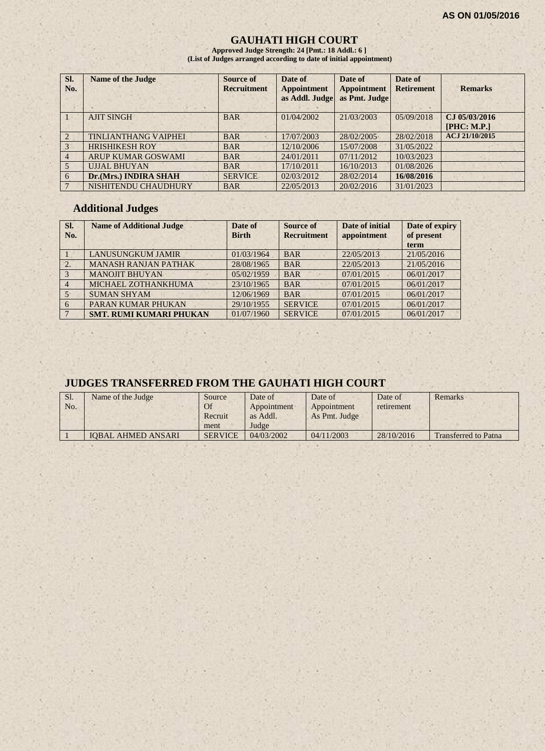**AS ON 01/05/2016**

# GAUHATI HIGH COURT

**Approved Judge Strength: 24 [Pmt.: 18 Addl.: 6 ]**
**(List of Judges arranged according to date of initial appointment)**

| Sl. No. | Name of the Judge | Source of Recruitment | Date of Appointment as Addl. Judge | Date of Appointment as Pmt. Judge | Date of Retirement | Remarks |
|---|---|---|---|---|---|---|
| 1 | AJIT SINGH | BAR | 01/04/2002 | 21/03/2003 | 05/09/2018 | **CJ 05/03/2016 [PHC: M.P.]** |
| 2 | TINLIANTHANG VAIPHEI | BAR | 17/07/2003 | 28/02/2005 | 28/02/2018 | **ACJ 21/10/2015** |
| 3 | HRISHIKESH ROY | BAR | 12/10/2006 | 15/07/2008 | 31/05/2022 | |
| 4 | ARUP KUMAR GOSWAMI | BAR | 24/01/2011 | 07/11/2012 | 10/03/2023 | |
| 5 | UJJAL BHUYAN | BAR | 17/10/2011 | 16/10/2013 | 01/08/2026 | |
| 6 | **Dr.(Mrs.) INDIRA SHAH** | SERVICE | 02/03/2012 | 28/02/2014 | **16/08/2016** | |
| 7 | NISHITENDU CHAUDHURY | BAR | 22/05/2013 | 20/02/2016 | 31/01/2023 | |

## Additional Judges

| Sl. No. | Name of Additional Judge | Date of Birth | Source of Recruitment | Date of initial appointment | Date of expiry of present term |
|---|---|---|---|---|---|
| 1 | LANUSUNGKUM JAMIR | 01/03/1964 | BAR | 22/05/2013 | 21/05/2016 |
| 2. | MANASH RANJAN PATHAK | 28/08/1965 | BAR | 22/05/2013 | 21/05/2016 |
| 3 | MANOJIT BHUYAN | 05/02/1959 | BAR | 07/01/2015 | 06/01/2017 |
| 4 | MICHAEL ZOTHANKHUMA | 23/10/1965 | BAR | 07/01/2015 | 06/01/2017 |
| 5 | SUMAN SHYAM | 12/06/1969 | BAR | 07/01/2015 | 06/01/2017 |
| 6 | PARAN KUMAR PHUKAN | 29/10/1955 | SERVICE | 07/01/2015 | 06/01/2017 |
| 7 | **SMT. RUMI KUMARI PHUKAN** | 01/07/1960 | SERVICE | 07/01/2015 | 06/01/2017 |

## JUDGES TRANSFERRED FROM THE GAUHATI HIGH COURT

| Sl. No. | Name of the Judge | Source Of Recruitment | Date of Appointment as Addl. Judge | Date of Appointment As Pmt. Judge | Date of retirement | Remarks |
|---|---|---|---|---|---|---|
| 1 | IQBAL AHMED ANSARI | SERVICE | 04/03/2002 | 04/11/2003 | 28/10/2016 | Transferred to Patna |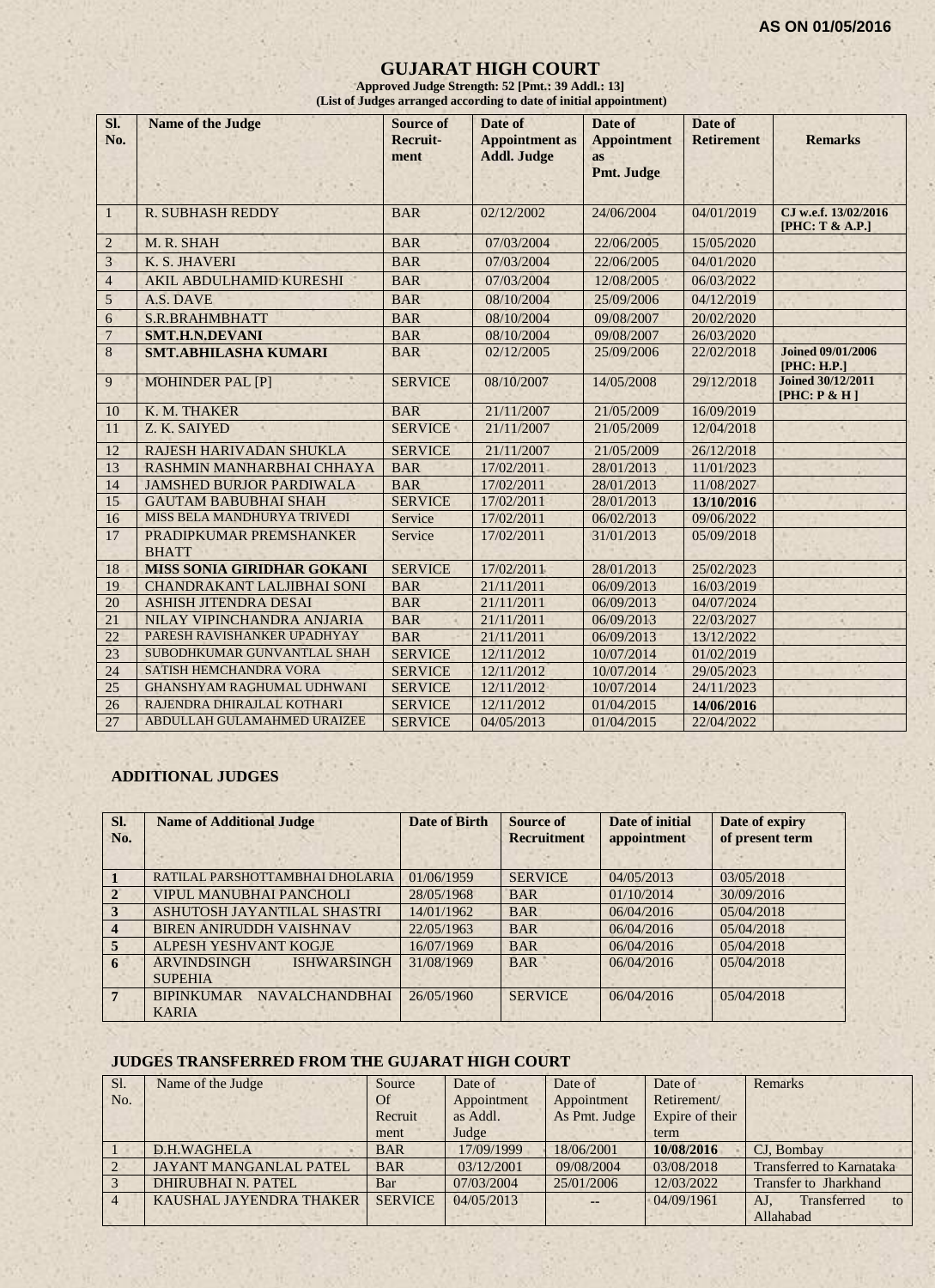AS ON 01/05/2016

# GUJARAT HIGH COURT

**Approved Judge Strength: 52 [Pmt.: 39 Addl.: 13]**
**(List of Judges arranged according to date of initial appointment)**

| Sl. No. | Name of the Judge | Source of Recruit-ment | Date of Appointment as Addl. Judge | Date of Appointment as Pmt. Judge | Date of Retirement | Remarks |
|---|---|---|---|---|---|---|
| 1 | R. SUBHASH REDDY | BAR | 02/12/2002 | 24/06/2004 | 04/01/2019 | **CJ w.e.f. 13/02/2016 [PHC: T & A.P.]** |
| 2 | M. R. SHAH | BAR | 07/03/2004 | 22/06/2005 | 15/05/2020 | |
| 3 | K. S. JHAVERI | BAR | 07/03/2004 | 22/06/2005 | 04/01/2020 | |
| 4 | AKIL ABDULHAMID KURESHI | BAR | 07/03/2004 | 12/08/2005 | 06/03/2022 | |
| 5 | A.S. DAVE | BAR | 08/10/2004 | 25/09/2006 | 04/12/2019 | |
| 6 | S.R.BRAHMBHATT | BAR | 08/10/2004 | 09/08/2007 | 20/02/2020 | |
| 7 | **SMT.H.N.DEVANI** | BAR | 08/10/2004 | 09/08/2007 | 26/03/2020 | |
| 8 | **SMT.ABHILASHA KUMARI** | BAR | 02/12/2005 | 25/09/2006 | 22/02/2018 | **Joined 09/01/2006 [PHC: H.P.]** |
| 9 | MOHINDER PAL [P] | SERVICE | 08/10/2007 | 14/05/2008 | 29/12/2018 | **Joined 30/12/2011 [PHC: P & H ]** |
| 10 | K. M. THAKER | BAR | 21/11/2007 | 21/05/2009 | 16/09/2019 | |
| 11 | Z. K. SAIYED | SERVICE | 21/11/2007 | 21/05/2009 | 12/04/2018 | |
| 12 | RAJESH HARIVADAN SHUKLA | SERVICE | 21/11/2007 | 21/05/2009 | 26/12/2018 | |
| 13 | RASHMIN MANHARBHAI CHHAYA | BAR | 17/02/2011 | 28/01/2013 | 11/01/2023 | |
| 14 | JAMSHED BURJOR PARDIWALA | BAR | 17/02/2011 | 28/01/2013 | 11/08/2027 | |
| 15 | GAUTAM BABUBHAI SHAH | SERVICE | 17/02/2011 | 28/01/2013 | **13/10/2016** | |
| 16 | MISS BELA MANDHURYA TRIVEDI | Service | 17/02/2011 | 06/02/2013 | 09/06/2022 | |
| 17 | PRADIPKUMAR PREMSHANKER BHATT | Service | 17/02/2011 | 31/01/2013 | 05/09/2018 | |
| 18 | **MISS SONIA GIRIDHAR GOKANI** | SERVICE | 17/02/2011 | 28/01/2013 | 25/02/2023 | |
| 19 | CHANDRAKANT LALJIBHAI SONI | BAR | 21/11/2011 | 06/09/2013 | 16/03/2019 | |
| 20 | ASHISH JITENDRA DESAI | BAR | 21/11/2011 | 06/09/2013 | 04/07/2024 | |
| 21 | NILAY VIPINCHANDRA ANJARIA | BAR | 21/11/2011 | 06/09/2013 | 22/03/2027 | |
| 22 | PARESH RAVISHANKER UPADHYAY | BAR | 21/11/2011 | 06/09/2013 | 13/12/2022 | |
| 23 | SUBODHKUMAR GUNVANTLAL SHAH | SERVICE | 12/11/2012 | 10/07/2014 | 01/02/2019 | |
| 24 | SATISH HEMCHANDRA VORA | SERVICE | 12/11/2012 | 10/07/2014 | 29/05/2023 | |
| 25 | GHANSHYAM RAGHUMAL UDHWANI | SERVICE | 12/11/2012 | 10/07/2014 | 24/11/2023 | |
| 26 | RAJENDRA DHIRAJLAL KOTHARI | SERVICE | 12/11/2012 | 01/04/2015 | **14/06/2016** | |
| 27 | ABDULLAH GULAMAHMED URAIZEE | SERVICE | 04/05/2013 | 01/04/2015 | 22/04/2022 | |

## ADDITIONAL JUDGES

| Sl. No. | Name of Additional Judge | Date of Birth | Source of Recruitment | Date of initial appointment | Date of expiry of present term |
|---|---|---|---|---|---|
| **1** | RATILAL PARSHOTTAMBHAI DHOLARIA | 01/06/1959 | SERVICE | 04/05/2013 | 03/05/2018 |
| **2** | VIPUL MANUBHAI PANCHOLI | 28/05/1968 | BAR | 01/10/2014 | 30/09/2016 |
| **3** | ASHUTOSH JAYANTILAL SHASTRI | 14/01/1962 | BAR | 06/04/2016 | 05/04/2018 |
| **4** | BIREN ANIRUDDH VAISHNAV | 22/05/1963 | BAR | 06/04/2016 | 05/04/2018 |
| **5** | ALPESH YESHVANT KOGJE | 16/07/1969 | BAR | 06/04/2016 | 05/04/2018 |
| **6** | ARVINDSINGH ISHWARSINGH SUPEHIA | 31/08/1969 | BAR | 06/04/2016 | 05/04/2018 |
| **7** | BIPINKUMAR NAVALCHANDBHAI KARIA | 26/05/1960 | SERVICE | 06/04/2016 | 05/04/2018 |

## JUDGES TRANSFERRED FROM THE GUJARAT HIGH COURT

| Sl. No. | Name of the Judge | Source Of Recruit ment | Date of Appointment as Addl. Judge | Date of Appointment As Pmt. Judge | Date of Retirement/ Expire of their term | Remarks |
|---|---|---|---|---|---|---|
| 1 | D.H.WAGHELA | BAR | 17/09/1999 | 18/06/2001 | **10/08/2016** | CJ, Bombay |
| 2 | JAYANT MANGANLAL PATEL | BAR | 03/12/2001 | 09/08/2004 | 03/08/2018 | Transferred to Karnataka |
| 3 | DHIRUBHAI N. PATEL | Bar | 07/03/2004 | 25/01/2006 | 12/03/2022 | Transfer to Jharkhand |
| 4 | KAUSHAL JAYENDRA THAKER | SERVICE | 04/05/2013 | -- | 04/09/1961 | AJ, Transferred to Allahabad |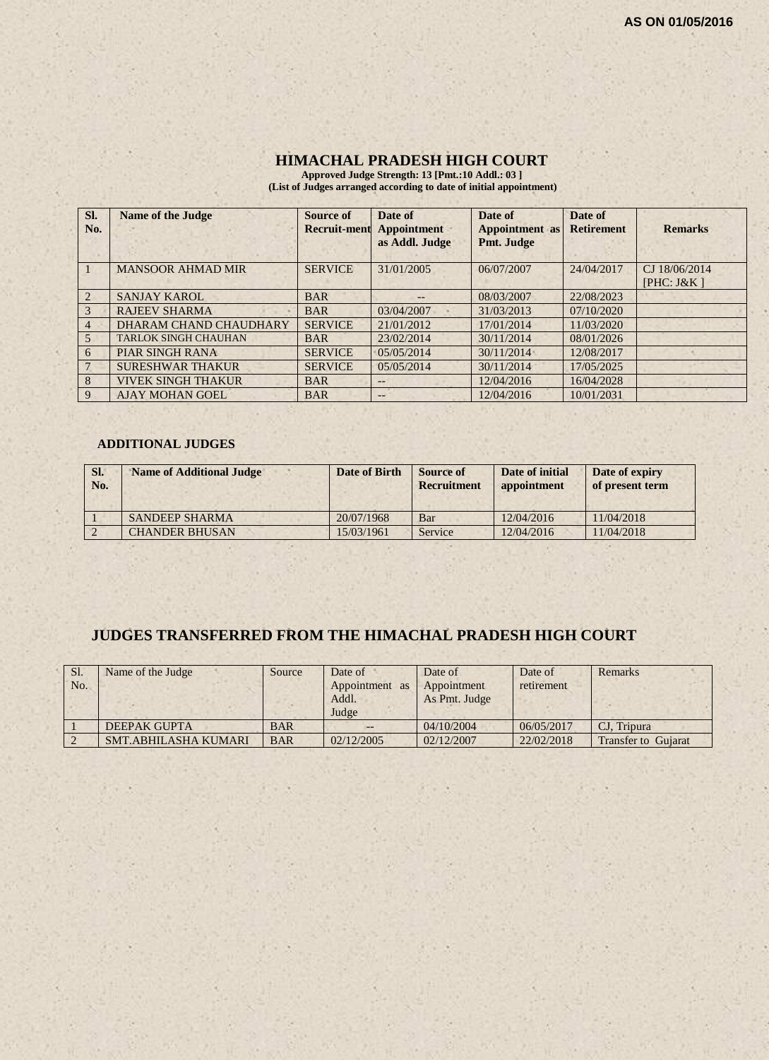AS ON 01/05/2016

# HIMACHAL PRADESH HIGH COURT

**Approved Judge Strength: 13 [Pmt.:10 Addl.: 03 ]**
**(List of Judges arranged according to date of initial appointment)**

| Sl. No. | Name of the Judge | Source of Recruit-ment | Date of Appointment as Addl. Judge | Date of Appointment as Pmt. Judge | Date of Retirement | Remarks |
|---|---|---|---|---|---|---|
| 1 | MANSOOR AHMAD MIR | SERVICE | 31/01/2005 | 06/07/2007 | 24/04/2017 | CJ 18/06/2014 [PHC: J&K ] |
| 2 | SANJAY KAROL | BAR | -- | 08/03/2007 | 22/08/2023 | |
| 3 | RAJEEV SHARMA | BAR | 03/04/2007 | 31/03/2013 | 07/10/2020 | |
| 4 | DHARAM CHAND CHAUDHARY | SERVICE | 21/01/2012 | 17/01/2014 | 11/03/2020 | |
| 5 | TARLOK SINGH CHAUHAN | BAR | 23/02/2014 | 30/11/2014 | 08/01/2026 | |
| 6 | PIAR SINGH RANA | SERVICE | 05/05/2014 | 30/11/2014 | 12/08/2017 | |
| 7 | SURESHWAR THAKUR | SERVICE | 05/05/2014 | 30/11/2014 | 17/05/2025 | |
| 8 | VIVEK SINGH THAKUR | BAR | -- | 12/04/2016 | 16/04/2028 | |
| 9 | AJAY MOHAN GOEL | BAR | -- | 12/04/2016 | 10/01/2031 | |

### ADDITIONAL JUDGES

| Sl. No. | Name of Additional Judge | Date of Birth | Source of Recruitment | Date of initial appointment | Date of expiry of present term |
|---|---|---|---|---|---|
| 1 | SANDEEP SHARMA | 20/07/1968 | Bar | 12/04/2016 | 11/04/2018 |
| 2 | CHANDER BHUSAN | 15/03/1961 | Service | 12/04/2016 | 11/04/2018 |

## JUDGES TRANSFERRED FROM THE HIMACHAL PRADESH HIGH COURT

| Sl. No. | Name of the Judge | Source | Date of Appointment as Addl. Judge | Date of Appointment As Pmt. Judge | Date of retirement | Remarks |
|---|---|---|---|---|---|---|
| 1 | DEEPAK GUPTA | BAR | -- | 04/10/2004 | 06/05/2017 | CJ, Tripura |
| 2 | SMT.ABHILASHA KUMARI | BAR | 02/12/2005 | 02/12/2007 | 22/02/2018 | Transfer to Gujarat |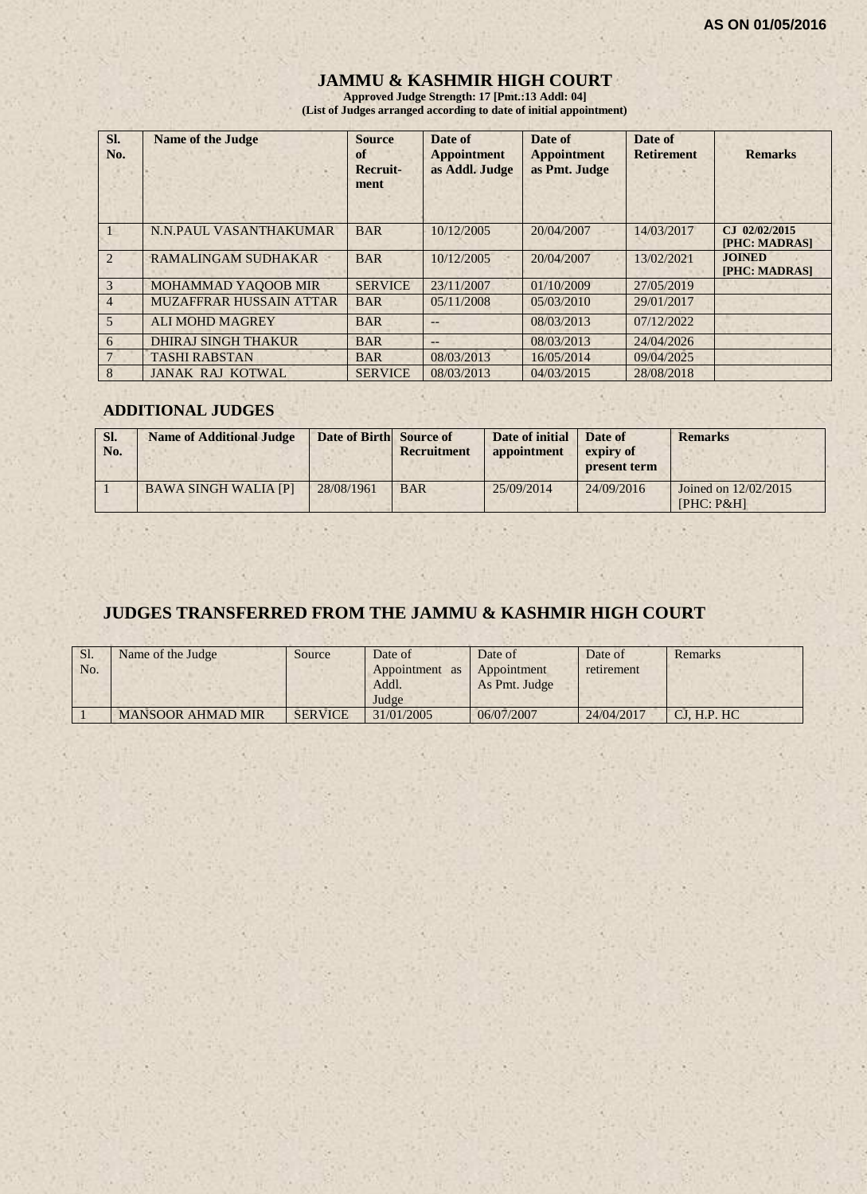AS ON 01/05/2016

# JAMMU & KASHMIR HIGH COURT

**Approved Judge Strength: 17 [Pmt.:13 Addl: 04]**
**(List of Judges arranged according to date of initial appointment)**

| Sl. No. | Name of the Judge | Source of Recruit-ment | Date of Appointment as Addl. Judge | Date of Appointment as Pmt. Judge | Date of Retirement | Remarks |
|---|---|---|---|---|---|---|
| 1 | N.N.PAUL VASANTHAKUMAR | BAR | 10/12/2005 | 20/04/2007 | 14/03/2017 | CJ 02/02/2015 [PHC: MADRAS] |
| 2 | RAMALINGAM SUDHAKAR | BAR | 10/12/2005 | 20/04/2007 | 13/02/2021 | JOINED [PHC: MADRAS] |
| 3 | MOHAMMAD YAQOOB MIR | SERVICE | 23/11/2007 | 01/10/2009 | 27/05/2019 | |
| 4 | MUZAFFRAR HUSSAIN ATTAR | BAR | 05/11/2008 | 05/03/2010 | 29/01/2017 | |
| 5 | ALI MOHD MAGREY | BAR | -- | 08/03/2013 | 07/12/2022 | |
| 6 | DHIRAJ SINGH THAKUR | BAR | -- | 08/03/2013 | 24/04/2026 | |
| 7 | TASHI RABSTAN | BAR | 08/03/2013 | 16/05/2014 | 09/04/2025 | |
| 8 | JANAK RAJ KOTWAL | SERVICE | 08/03/2013 | 04/03/2015 | 28/08/2018 | |

## ADDITIONAL JUDGES

| Sl. No. | Name of Additional Judge | Date of Birth | Source of Recruitment | Date of initial appointment | Date of expiry of present term | Remarks |
|---|---|---|---|---|---|---|
| 1 | BAWA SINGH WALIA [P] | 28/08/1961 | BAR | 25/09/2014 | 24/09/2016 | Joined on 12/02/2015 [PHC: P&H] |

## JUDGES TRANSFERRED FROM THE JAMMU & KASHMIR HIGH COURT

| Sl. No. | Name of the Judge | Source | Date of Appointment as Addl. Judge | Date of Appointment As Pmt. Judge | Date of retirement | Remarks |
|---|---|---|---|---|---|---|
| 1 | MANSOOR AHMAD MIR | SERVICE | 31/01/2005 | 06/07/2007 | 24/04/2017 | CJ, H.P. HC |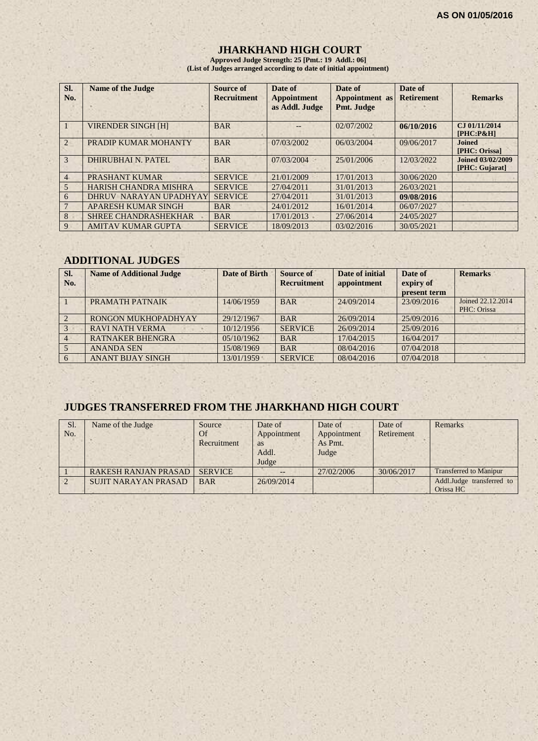AS ON 01/05/2016

# JHARKHAND HIGH COURT

**Approved Judge Strength: 25 [Pmt.: 19 Addl.: 06]**
**(List of Judges arranged according to date of initial appointment)**

| Sl. No. | Name of the Judge | Source of Recruitment | Date of Appointment as Addl. Judge | Date of Appointment as Pmt. Judge | Date of Retirement | Remarks |
|---|---|---|---|---|---|---|
| 1 | VIRENDER SINGH [H] | BAR | -- | 02/07/2002 | **06/10/2016** | **CJ 01/11/2014 [PHC:P&H]** |
| 2 | PRADIP KUMAR MOHANTY | BAR | 07/03/2002 | 06/03/2004 | 09/06/2017 | **Joined [PHC: Orissa]** |
| 3 | DHIRUBHAI N. PATEL | BAR | 07/03/2004 | 25/01/2006 | 12/03/2022 | **Joined 03/02/2009 [PHC: Gujarat]** |
| 4 | PRASHANT KUMAR | SERVICE | 21/01/2009 | 17/01/2013 | 30/06/2020 | |
| 5 | HARISH CHANDRA MISHRA | SERVICE | 27/04/2011 | 31/01/2013 | 26/03/2021 | |
| 6 | DHRUV NARAYAN UPADHYAY | SERVICE | 27/04/2011 | 31/01/2013 | **09/08/2016** | |
| 7 | APARESH KUMAR SINGH | BAR | 24/01/2012 | 16/01/2014 | 06/07/2027 | |
| 8 | SHREE CHANDRASHEKHAR | BAR | 17/01/2013 | 27/06/2014 | 24/05/2027 | |
| 9 | AMITAV KUMAR GUPTA | SERVICE | 18/09/2013 | 03/02/2016 | 30/05/2021 | |

## ADDITIONAL JUDGES

| Sl. No. | Name of Additional Judge | Date of Birth | Source of Recruitment | Date of initial appointment | Date of expiry of present term | Remarks |
|---|---|---|---|---|---|---|
| 1 | PRAMATH PATNAIK | 14/06/1959 | BAR | 24/09/2014 | 23/09/2016 | Joined 22.12.2014 PHC: Orissa |
| 2 | RONGON MUKHOPADHYAY | 29/12/1967 | BAR | 26/09/2014 | 25/09/2016 | |
| 3 | RAVI NATH VERMA | 10/12/1956 | SERVICE | 26/09/2014 | 25/09/2016 | |
| 4 | RATNAKER BHENGRA | 05/10/1962 | BAR | 17/04/2015 | 16/04/2017 | |
| 5 | ANANDA SEN | 15/08/1969 | BAR | 08/04/2016 | 07/04/2018 | |
| 6 | ANANT BIJAY SINGH | 13/01/1959 | SERVICE | 08/04/2016 | 07/04/2018 | |

## JUDGES TRANSFERRED FROM THE JHARKHAND HIGH COURT

| Sl. No. | Name of the Judge | Source Of Recruitment | Date of Appointment as Addl. Judge | Date of Appointment As Pmt. Judge | Date of Retirement | Remarks |
|---|---|---|---|---|---|---|
| 1 | RAKESH RANJAN PRASAD | SERVICE | -- | 27/02/2006 | 30/06/2017 | Transferred to Manipur |
| 2 | SUJIT NARAYAN PRASAD | BAR | 26/09/2014 | | | Addl.Judge transferred to Orissa HC |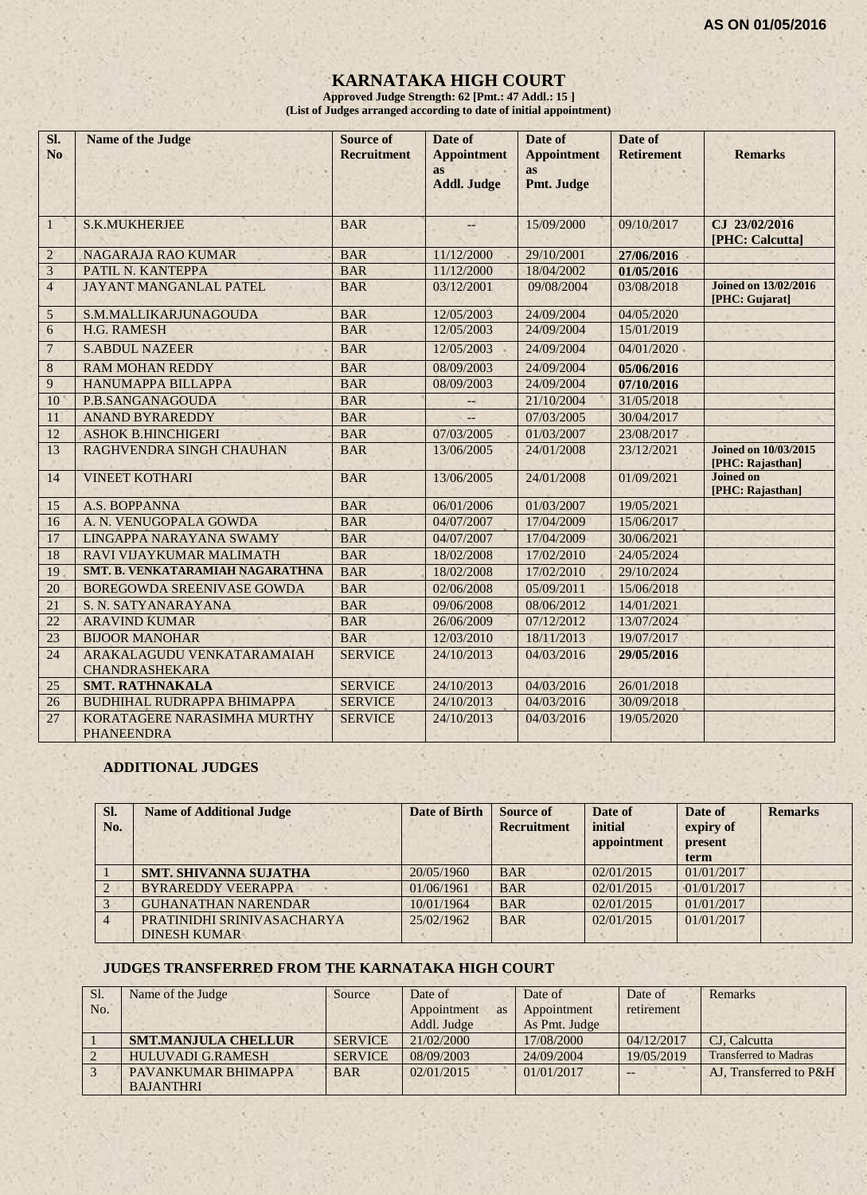AS ON 01/05/2016

# KARNATAKA HIGH COURT

**Approved Judge Strength: 62 [Pmt.: 47 Addl.: 15 ]**
**(List of Judges arranged according to date of initial appointment)**

| Sl. No | Name of the Judge | Source of Recruitment | Date of Appointment as Addl. Judge | Date of Appointment as Pmt. Judge | Date of Retirement | Remarks |
|---|---|---|---|---|---|---|
| 1 | S.K.MUKHERJEE | BAR | -- | 15/09/2000 | 09/10/2017 | **CJ 23/02/2016 [PHC: Calcutta]** |
| 2 | NAGARAJA RAO KUMAR | BAR | 11/12/2000 | 29/10/2001 | **27/06/2016** | |
| 3 | PATIL N. KANTEPPA | BAR | 11/12/2000 | 18/04/2002 | **01/05/2016** | |
| 4 | JAYANT MANGANLAL PATEL | BAR | 03/12/2001 | 09/08/2004 | 03/08/2018 | **Joined on 13/02/2016 [PHC: Gujarat]** |
| 5 | S.M.MALLIKARJUNAGOUDA | BAR | 12/05/2003 | 24/09/2004 | 04/05/2020 | |
| 6 | H.G. RAMESH | BAR | 12/05/2003 | 24/09/2004 | 15/01/2019 | |
| 7 | S.ABDUL NAZEER | BAR | 12/05/2003 | 24/09/2004 | 04/01/2020 | |
| 8 | RAM MOHAN REDDY | BAR | 08/09/2003 | 24/09/2004 | **05/06/2016** | |
| 9 | HANUMAPPA BILLAPPA | BAR | 08/09/2003 | 24/09/2004 | **07/10/2016** | |
| 10 | P.B.SANGANAGOUDA | BAR | -- | 21/10/2004 | 31/05/2018 | |
| 11 | ANAND BYRAREDDY | BAR | -- | 07/03/2005 | 30/04/2017 | |
| 12 | ASHOK B.HINCHIGERI | BAR | 07/03/2005 | 01/03/2007 | 23/08/2017 | |
| 13 | RAGHVENDRA SINGH CHAUHAN | BAR | 13/06/2005 | 24/01/2008 | 23/12/2021 | **Joined on 10/03/2015 [PHC: Rajasthan]** |
| 14 | VINEET KOTHARI | BAR | 13/06/2005 | 24/01/2008 | 01/09/2021 | **Joined on [PHC: Rajasthan]** |
| 15 | A.S. BOPPANNA | BAR | 06/01/2006 | 01/03/2007 | 19/05/2021 | |
| 16 | A. N. VENUGOPALA GOWDA | BAR | 04/07/2007 | 17/04/2009 | 15/06/2017 | |
| 17 | LINGAPPA NARAYANA SWAMY | BAR | 04/07/2007 | 17/04/2009 | 30/06/2021 | |
| 18 | RAVI VIJAYKUMAR MALIMATH | BAR | 18/02/2008 | 17/02/2010 | 24/05/2024 | |
| 19 | **SMT. B. VENKATARAMIAH NAGARATHNA** | BAR | 18/02/2008 | 17/02/2010 | 29/10/2024 | |
| 20 | BOREGOWDA SREENIVASE GOWDA | BAR | 02/06/2008 | 05/09/2011 | 15/06/2018 | |
| 21 | S. N. SATYANARAYANA | BAR | 09/06/2008 | 08/06/2012 | 14/01/2021 | |
| 22 | ARAVIND KUMAR | BAR | 26/06/2009 | 07/12/2012 | 13/07/2024 | |
| 23 | BIJOOR MANOHAR | BAR | 12/03/2010 | 18/11/2013 | 19/07/2017 | |
| 24 | ARAKALAGUDU VENKATARAMAIAH CHANDRASHEKARA | SERVICE | 24/10/2013 | 04/03/2016 | **29/05/2016** | |
| 25 | **SMT. RATHNAKALA** | SERVICE | 24/10/2013 | 04/03/2016 | 26/01/2018 | |
| 26 | BUDHIHAL RUDRAPPA BHIMAPPA | SERVICE | 24/10/2013 | 04/03/2016 | 30/09/2018 | |
| 27 | KORATAGERE NARASIMHA MURTHY PHANEENDRA | SERVICE | 24/10/2013 | 04/03/2016 | 19/05/2020 | |

## ADDITIONAL JUDGES

| Sl. No. | Name of Additional Judge | Date of Birth | Source of Recruitment | Date of initial appointment | Date of expiry of present term | Remarks |
|---|---|---|---|---|---|---|
| 1 | **SMT. SHIVANNA SUJATHA** | 20/05/1960 | BAR | 02/01/2015 | 01/01/2017 | |
| 2 | BYRAREDDY VEERAPPA | 01/06/1961 | BAR | 02/01/2015 | 01/01/2017 | |
| 3 | GUHANATHAN NARENDAR | 10/01/1964 | BAR | 02/01/2015 | 01/01/2017 | |
| 4 | PRATINIDHI SRINIVASACHARYA DINESH KUMAR | 25/02/1962 | BAR | 02/01/2015 | 01/01/2017 | |

## JUDGES TRANSFERRED FROM THE KARNATAKA HIGH COURT

| Sl. No. | Name of the Judge | Source | Date of Appointment as Addl. Judge | Date of Appointment As Pmt. Judge | Date of retirement | Remarks |
|---|---|---|---|---|---|---|
| 1 | **SMT.MANJULA CHELLUR** | SERVICE | 21/02/2000 | 17/08/2000 | 04/12/2017 | CJ, Calcutta |
| 2 | HULUVADI G.RAMESH | SERVICE | 08/09/2003 | 24/09/2004 | 19/05/2019 | Transferred to Madras |
| 3 | PAVANKUMAR BHIMAPPA BAJANTHRI | BAR | 02/01/2015 | 01/01/2017 | -- | AJ, Transferred to P&H |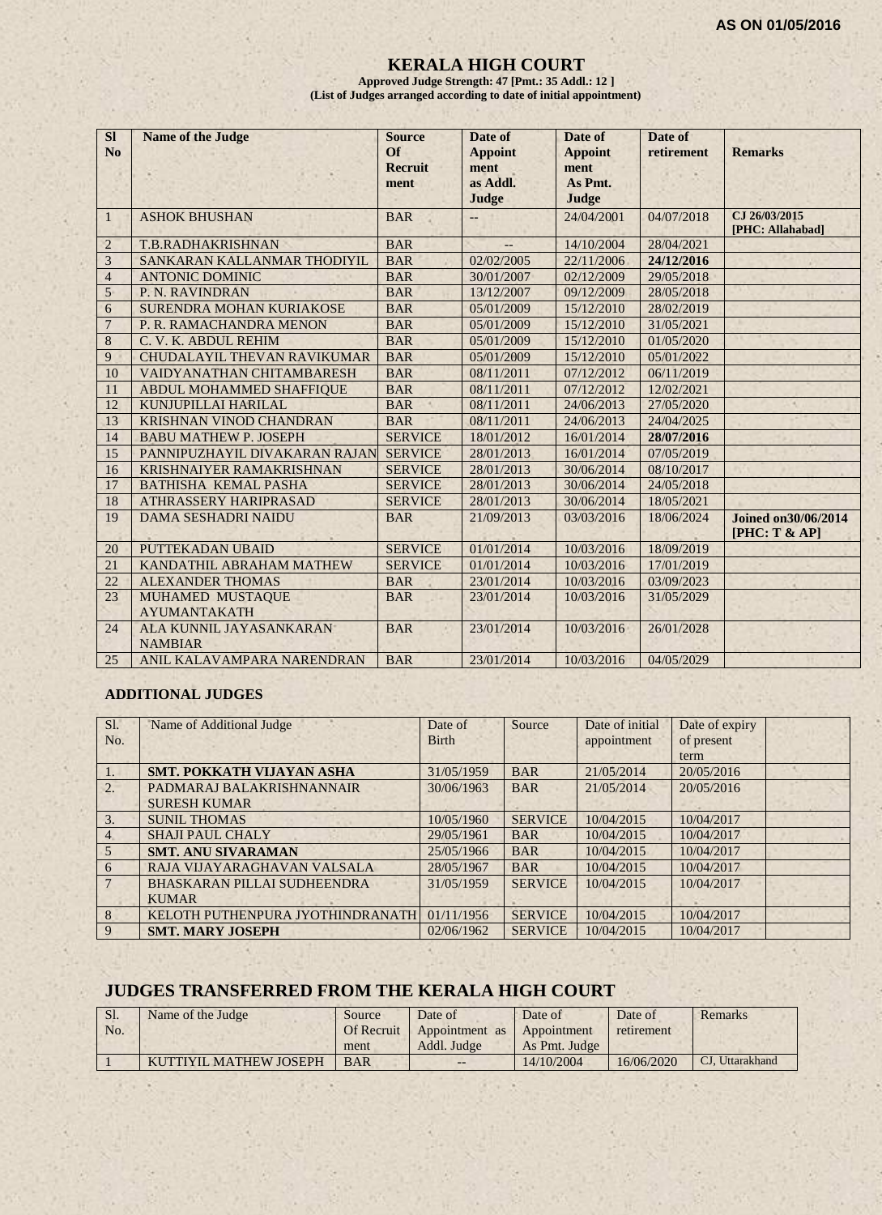**AS ON 01/05/2016**

# KERALA HIGH COURT

**Approved Judge Strength: 47 [Pmt.: 35 Addl.: 12 ]**
**(List of Judges arranged according to date of initial appointment)**

| Sl No | Name of the Judge | Source Of Recruit ment | Date of Appoint ment as Addl. Judge | Date of Appoint ment As Pmt. Judge | Date of retirement | Remarks |
|---|---|---|---|---|---|---|
| 1 | ASHOK BHUSHAN | BAR | -- | 24/04/2001 | 04/07/2018 | **CJ 26/03/2015 [PHC: Allahabad]** |
| 2 | T.B.RADHAKRISHNAN | BAR | -- | 14/10/2004 | 28/04/2021 | |
| 3 | SANKARAN KALLANMAR THODIYIL | BAR | 02/02/2005 | 22/11/2006 | **24/12/2016** | |
| 4 | ANTONIC DOMINIC | BAR | 30/01/2007 | 02/12/2009 | 29/05/2018 | |
| 5 | P. N. RAVINDRAN | BAR | 13/12/2007 | 09/12/2009 | 28/05/2018 | |
| 6 | SURENDRA MOHAN KURIAKOSE | BAR | 05/01/2009 | 15/12/2010 | 28/02/2019 | |
| 7 | P. R. RAMACHANDRA MENON | BAR | 05/01/2009 | 15/12/2010 | 31/05/2021 | |
| 8 | C. V. K. ABDUL REHIM | BAR | 05/01/2009 | 15/12/2010 | 01/05/2020 | |
| 9 | CHUDALAYIL THEVAN RAVIKUMAR | BAR | 05/01/2009 | 15/12/2010 | 05/01/2022 | |
| 10 | VAIDYANATHAN CHITAMBARESH | BAR | 08/11/2011 | 07/12/2012 | 06/11/2019 | |
| 11 | ABDUL MOHAMMED SHAFFIQUE | BAR | 08/11/2011 | 07/12/2012 | 12/02/2021 | |
| 12 | KUNJUPILLAI HARILAL | BAR | 08/11/2011 | 24/06/2013 | 27/05/2020 | |
| 13 | KRISHNAN VINOD CHANDRAN | BAR | 08/11/2011 | 24/06/2013 | 24/04/2025 | |
| 14 | BABU MATHEW P. JOSEPH | SERVICE | 18/01/2012 | 16/01/2014 | **28/07/2016** | |
| 15 | PANNIPUZHAYIL DIVAKARAN RAJAN | SERVICE | 28/01/2013 | 16/01/2014 | 07/05/2019 | |
| 16 | KRISHNAIYER RAMAKRISHNAN | SERVICE | 28/01/2013 | 30/06/2014 | 08/10/2017 | |
| 17 | BATHISHA KEMAL PASHA | SERVICE | 28/01/2013 | 30/06/2014 | 24/05/2018 | |
| 18 | ATHRASSERY HARIPRASAD | SERVICE | 28/01/2013 | 30/06/2014 | 18/05/2021 | |
| 19 | DAMA SESHADRI NAIDU | BAR | 21/09/2013 | 03/03/2016 | 18/06/2024 | **Joined on30/06/2014 [PHC: T & AP]** |
| 20 | PUTTEKADAN UBAID | SERVICE | 01/01/2014 | 10/03/2016 | 18/09/2019 | |
| 21 | KANDATHIL ABRAHAM MATHEW | SERVICE | 01/01/2014 | 10/03/2016 | 17/01/2019 | |
| 22 | ALEXANDER THOMAS | BAR | 23/01/2014 | 10/03/2016 | 03/09/2023 | |
| 23 | MUHAMED MUSTAQUE AYUMANTAKATH | BAR | 23/01/2014 | 10/03/2016 | 31/05/2029 | |
| 24 | ALA KUNNIL JAYASANKARAN NAMBIAR | BAR | 23/01/2014 | 10/03/2016 | 26/01/2028 | |
| 25 | ANIL KALAVAMPARA NARENDRAN | BAR | 23/01/2014 | 10/03/2016 | 04/05/2029 | |

### ADDITIONAL JUDGES

| Sl. No. | Name of Additional Judge | Date of Birth | Source | Date of initial appointment | Date of expiry of present term | |
|---|---|---|---|---|---|---|
| 1. | **SMT. POKKATH VIJAYAN ASHA** | 31/05/1959 | BAR | 21/05/2014 | 20/05/2016 | |
| 2. | PADMARAJ BALAKRISHNANNAIR SURESH KUMAR | 30/06/1963 | BAR | 21/05/2014 | 20/05/2016 | |
| 3. | SUNIL THOMAS | 10/05/1960 | SERVICE | 10/04/2015 | 10/04/2017 | |
| 4 | SHAJI PAUL CHALY | 29/05/1961 | BAR | 10/04/2015 | 10/04/2017 | |
| 5 | **SMT. ANU SIVARAMAN** | 25/05/1966 | BAR | 10/04/2015 | 10/04/2017 | |
| 6 | RAJA VIJAYARAGHAVAN VALSALA | 28/05/1967 | BAR | 10/04/2015 | 10/04/2017 | |
| 7 | BHASKARAN PILLAI SUDHEENDRA KUMAR | 31/05/1959 | SERVICE | 10/04/2015 | 10/04/2017 | |
| 8 | KELOTH PUTHENPURA JYOTHINDRANATH | 01/11/1956 | SERVICE | 10/04/2015 | 10/04/2017 | |
| 9 | **SMT. MARY JOSEPH** | 02/06/1962 | SERVICE | 10/04/2015 | 10/04/2017 | |

## JUDGES TRANSFERRED FROM THE KERALA HIGH COURT

| Sl. No. | Name of the Judge | Source Of Recruit ment | Date of Appointment as Addl. Judge | Date of Appointment As Pmt. Judge | Date of retirement | Remarks |
|---|---|---|---|---|---|---|
| 1 | KUTTIYIL MATHEW JOSEPH | BAR | -- | 14/10/2004 | 16/06/2020 | CJ, Uttarakhand |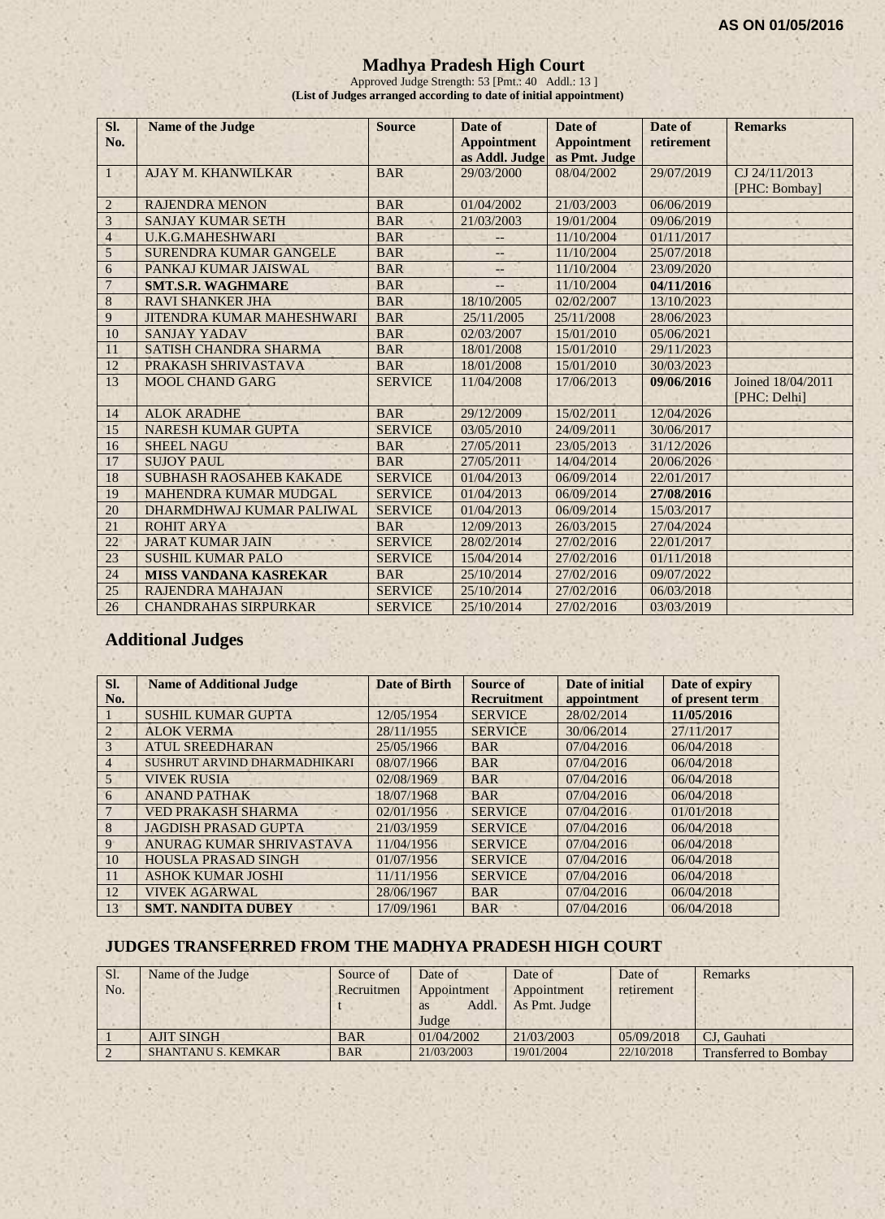**AS ON 01/05/2016**

# Madhya Pradesh High Court

Approved Judge Strength: 53 [Pmt.: 40 Addl.: 13 ]

**(List of Judges arranged according to date of initial appointment)**

| Sl. No. | Name of the Judge | Source | Date of Appointment as Addl. Judge | Date of Appointment as Pmt. Judge | Date of retirement | Remarks |
|---|---|---|---|---|---|---|
| 1 | AJAY M. KHANWILKAR | BAR | 29/03/2000 | 08/04/2002 | 29/07/2019 | CJ 24/11/2013 [PHC: Bombay] |
| 2 | RAJENDRA MENON | BAR | 01/04/2002 | 21/03/2003 | 06/06/2019 | |
| 3 | SANJAY KUMAR SETH | BAR | 21/03/2003 | 19/01/2004 | 09/06/2019 | |
| 4 | U.K.G.MAHESHWARI | BAR | -- | 11/10/2004 | 01/11/2017 | |
| 5 | SURENDRA KUMAR GANGELE | BAR | -- | 11/10/2004 | 25/07/2018 | |
| 6 | PANKAJ KUMAR JAISWAL | BAR | -- | 11/10/2004 | 23/09/2020 | |
| 7 | **SMT.S.R. WAGHMARE** | BAR | -- | 11/10/2004 | **04/11/2016** | |
| 8 | RAVI SHANKER JHA | BAR | 18/10/2005 | 02/02/2007 | 13/10/2023 | |
| 9 | JITENDRA KUMAR MAHESHWARI | BAR | 25/11/2005 | 25/11/2008 | 28/06/2023 | |
| 10 | SANJAY YADAV | BAR | 02/03/2007 | 15/01/2010 | 05/06/2021 | |
| 11 | SATISH CHANDRA SHARMA | BAR | 18/01/2008 | 15/01/2010 | 29/11/2023 | |
| 12 | PRAKASH SHRIVASTAVA | BAR | 18/01/2008 | 15/01/2010 | 30/03/2023 | |
| 13 | MOOL CHAND GARG | SERVICE | 11/04/2008 | 17/06/2013 | **09/06/2016** | Joined 18/04/2011 [PHC: Delhi] |
| 14 | ALOK ARADHE | BAR | 29/12/2009 | 15/02/2011 | 12/04/2026 | |
| 15 | NARESH KUMAR GUPTA | SERVICE | 03/05/2010 | 24/09/2011 | 30/06/2017 | |
| 16 | SHEEL NAGU | BAR | 27/05/2011 | 23/05/2013 | 31/12/2026 | |
| 17 | SUJOY PAUL | BAR | 27/05/2011 | 14/04/2014 | 20/06/2026 | |
| 18 | SUBHASH RAOSAHEB KAKADE | SERVICE | 01/04/2013 | 06/09/2014 | 22/01/2017 | |
| 19 | MAHENDRA KUMAR MUDGAL | SERVICE | 01/04/2013 | 06/09/2014 | **27/08/2016** | |
| 20 | DHARMDHWAJ KUMAR PALIWAL | SERVICE | 01/04/2013 | 06/09/2014 | 15/03/2017 | |
| 21 | ROHIT ARYA | BAR | 12/09/2013 | 26/03/2015 | 27/04/2024 | |
| 22 | JARAT KUMAR JAIN | SERVICE | 28/02/2014 | 27/02/2016 | 22/01/2017 | |
| 23 | SUSHIL KUMAR PALO | SERVICE | 15/04/2014 | 27/02/2016 | 01/11/2018 | |
| 24 | **MISS VANDANA KASREKAR** | BAR | 25/10/2014 | 27/02/2016 | 09/07/2022 | |
| 25 | RAJENDRA MAHAJAN | SERVICE | 25/10/2014 | 27/02/2016 | 06/03/2018 | |
| 26 | CHANDRAHAS SIRPURKAR | SERVICE | 25/10/2014 | 27/02/2016 | 03/03/2019 | |

## Additional Judges

| Sl. No. | Name of Additional Judge | Date of Birth | Source of Recruitment | Date of initial appointment | Date of expiry of present term |
|---|---|---|---|---|---|
| 1 | SUSHIL KUMAR GUPTA | 12/05/1954 | SERVICE | 28/02/2014 | **11/05/2016** |
| 2 | ALOK VERMA | 28/11/1955 | SERVICE | 30/06/2014 | 27/11/2017 |
| 3 | ATUL SREEDHARAN | 25/05/1966 | BAR | 07/04/2016 | 06/04/2018 |
| 4 | SUSHRUT ARVIND DHARMADHIKARI | 08/07/1966 | BAR | 07/04/2016 | 06/04/2018 |
| 5 | VIVEK RUSIA | 02/08/1969 | BAR | 07/04/2016 | 06/04/2018 |
| 6 | ANAND PATHAK | 18/07/1968 | BAR | 07/04/2016 | 06/04/2018 |
| 7 | VED PRAKASH SHARMA | 02/01/1956 | SERVICE | 07/04/2016 | 01/01/2018 |
| 8 | JAGDISH PRASAD GUPTA | 21/03/1959 | SERVICE | 07/04/2016 | 06/04/2018 |
| 9 | ANURAG KUMAR SHRIVASTAVA | 11/04/1956 | SERVICE | 07/04/2016 | 06/04/2018 |
| 10 | HOUSLA PRASAD SINGH | 01/07/1956 | SERVICE | 07/04/2016 | 06/04/2018 |
| 11 | ASHOK KUMAR JOSHI | 11/11/1956 | SERVICE | 07/04/2016 | 06/04/2018 |
| 12 | VIVEK AGARWAL | 28/06/1967 | BAR | 07/04/2016 | 06/04/2018 |
| 13 | **SMT. NANDITA DUBEY** | 17/09/1961 | BAR | 07/04/2016 | 06/04/2018 |

## JUDGES TRANSFERRED FROM THE MADHYA PRADESH HIGH COURT

| Sl. No. | Name of the Judge | Source of Recruitment | Date of Appointment as Addl. Judge | Date of Appointment As Pmt. Judge | Date of retirement | Remarks |
|---|---|---|---|---|---|---|
| 1 | AJIT SINGH | BAR | 01/04/2002 | 21/03/2003 | 05/09/2018 | CJ, Gauhati |
| 2 | SHANTANU S. KEMKAR | BAR | 21/03/2003 | 19/01/2004 | 22/10/2018 | Transferred to Bombay |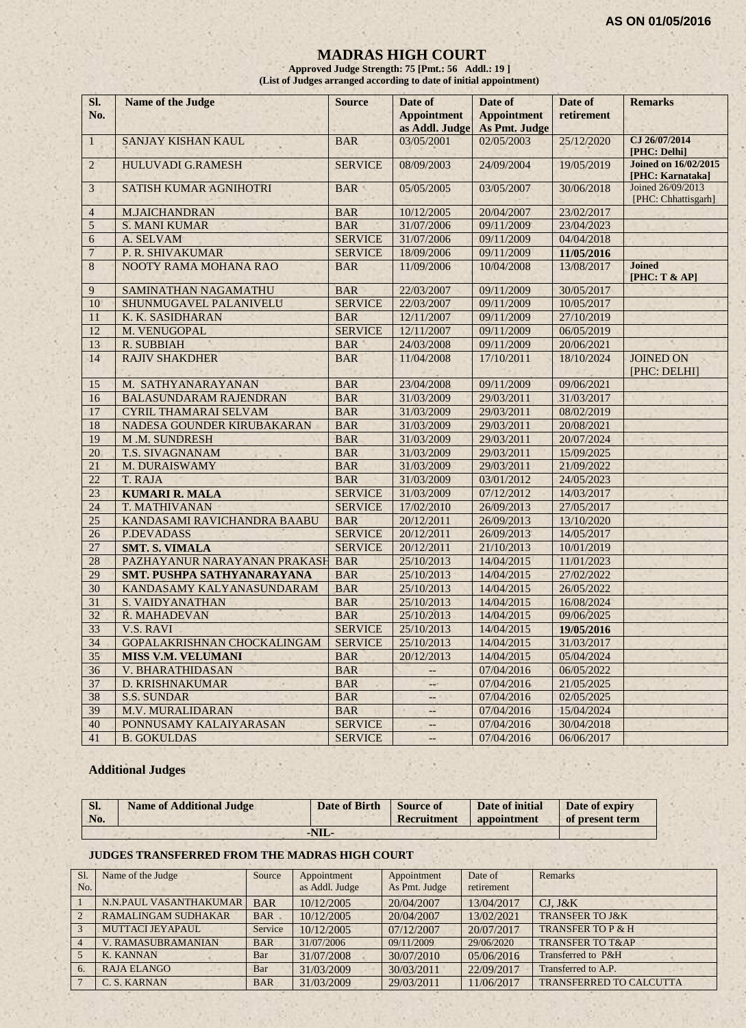**AS ON 01/05/2016**

# MADRAS HIGH COURT

**Approved Judge Strength: 75 [Pmt.: 56 Addl.: 19 ]**
**(List of Judges arranged according to date of initial appointment)**

| Sl. No. | Name of the Judge | Source | Date of Appointment as Addl. Judge | Date of Appointment As Pmt. Judge | Date of retirement | Remarks |
|---|---|---|---|---|---|---|
| 1 | SANJAY KISHAN KAUL | BAR | 03/05/2001 | 02/05/2003 | 25/12/2020 | **CJ 26/07/2014 [PHC: Delhi]** |
| 2 | HULUVADI G.RAMESH | SERVICE | 08/09/2003 | 24/09/2004 | 19/05/2019 | **Joined on 16/02/2015 [PHC: Karnataka]** |
| 3 | SATISH KUMAR AGNIHOTRI | BAR | 05/05/2005 | 03/05/2007 | 30/06/2018 | Joined 26/09/2013 [PHC: Chhattisgarh] |
| 4 | M.JAICHANDRAN | BAR | 10/12/2005 | 20/04/2007 | 23/02/2017 | |
| 5 | S. MANI KUMAR | BAR | 31/07/2006 | 09/11/2009 | 23/04/2023 | |
| 6 | A. SELVAM | SERVICE | 31/07/2006 | 09/11/2009 | 04/04/2018 | |
| 7 | P. R. SHIVAKUMAR | SERVICE | 18/09/2006 | 09/11/2009 | **11/05/2016** | |
| 8 | NOOTY RAMA MOHANA RAO | BAR | 11/09/2006 | 10/04/2008 | 13/08/2017 | **Joined [PHC: T & AP]** |
| 9 | SAMINATHAN NAGAMATHU | BAR | 22/03/2007 | 09/11/2009 | 30/05/2017 | |
| 10 | SHUNMUGAVEL PALANIVELU | SERVICE | 22/03/2007 | 09/11/2009 | 10/05/2017 | |
| 11 | K. K. SASIDHARAN | BAR | 12/11/2007 | 09/11/2009 | 27/10/2019 | |
| 12 | M. VENUGOPAL | SERVICE | 12/11/2007 | 09/11/2009 | 06/05/2019 | |
| 13 | R. SUBBIAH | BAR | 24/03/2008 | 09/11/2009 | 20/06/2021 | |
| 14 | RAJIV SHAKDHER | BAR | 11/04/2008 | 17/10/2011 | 18/10/2024 | JOINED ON [PHC: DELHI] |
| 15 | M. SATHYANARAYANAN | BAR | 23/04/2008 | 09/11/2009 | 09/06/2021 | |
| 16 | BALASUNDARAM RAJENDRAN | BAR | 31/03/2009 | 29/03/2011 | 31/03/2017 | |
| 17 | CYRIL THAMARAI SELVAM | BAR | 31/03/2009 | 29/03/2011 | 08/02/2019 | |
| 18 | NADESA GOUNDER KIRUBAKARAN | BAR | 31/03/2009 | 29/03/2011 | 20/08/2021 | |
| 19 | M .M. SUNDRESH | BAR | 31/03/2009 | 29/03/2011 | 20/07/2024 | |
| 20 | T.S. SIVAGNANAM | BAR | 31/03/2009 | 29/03/2011 | 15/09/2025 | |
| 21 | M. DURAISWAMY | BAR | 31/03/2009 | 29/03/2011 | 21/09/2022 | |
| 22 | T. RAJA | BAR | 31/03/2009 | 03/01/2012 | 24/05/2023 | |
| 23 | **KUMARI R. MALA** | SERVICE | 31/03/2009 | 07/12/2012 | 14/03/2017 | |
| 24 | T. MATHIVANAN | SERVICE | 17/02/2010 | 26/09/2013 | 27/05/2017 | |
| 25 | KANDASAMI RAVICHANDRA BAABU | BAR | 20/12/2011 | 26/09/2013 | 13/10/2020 | |
| 26 | P.DEVADASS | SERVICE | 20/12/2011 | 26/09/2013 | 14/05/2017 | |
| 27 | **SMT. S. VIMALA** | SERVICE | 20/12/2011 | 21/10/2013 | 10/01/2019 | |
| 28 | PAZHAYANUR NARAYANAN PRAKASH | BAR | 25/10/2013 | 14/04/2015 | 11/01/2023 | |
| 29 | **SMT. PUSHPA SATHYANARAYANA** | BAR | 25/10/2013 | 14/04/2015 | 27/02/2022 | |
| 30 | KANDASAMY KALYANASUNDARAM | BAR | 25/10/2013 | 14/04/2015 | 26/05/2022 | |
| 31 | S. VAIDYANATHAN | BAR | 25/10/2013 | 14/04/2015 | 16/08/2024 | |
| 32 | R. MAHADEVAN | BAR | 25/10/2013 | 14/04/2015 | 09/06/2025 | |
| 33 | V.S. RAVI | SERVICE | 25/10/2013 | 14/04/2015 | **19/05/2016** | |
| 34 | GOPALAKRISHNAN CHOCKALINGAM | SERVICE | 25/10/2013 | 14/04/2015 | 31/03/2017 | |
| 35 | **MISS V.M. VELUMANI** | BAR | 20/12/2013 | 14/04/2015 | 05/04/2024 | |
| 36 | V. BHARATHIDASAN | BAR | -- | 07/04/2016 | 06/05/2022 | |
| 37 | D. KRISHNAKUMAR | BAR | -- | 07/04/2016 | 21/05/2025 | |
| 38 | S.S. SUNDAR | BAR | -- | 07/04/2016 | 02/05/2025 | |
| 39 | M.V. MURALIDARAN | BAR | -- | 07/04/2016 | 15/04/2024 | |
| 40 | PONNUSAMY KALAIYARASAN | SERVICE | -- | 07/04/2016 | 30/04/2018 | |
| 41 | B. GOKULDAS | SERVICE | -- | 07/04/2016 | 06/06/2017 | |

## Additional Judges

| Sl. No. | Name of Additional Judge | Date of Birth | Source of Recruitment | Date of initial appointment | Date of expiry of present term |
|---|---|---|---|---|---|
| -NIL- | | | | | |

### JUDGES TRANSFERRED FROM THE MADRAS HIGH COURT

| Sl. No. | Name of the Judge | Source | Appointment as Addl. Judge | Appointment As Pmt. Judge | Date of retirement | Remarks |
|---|---|---|---|---|---|---|
| 1 | N.N.PAUL VASANTHAKUMAR | BAR | 10/12/2005 | 20/04/2007 | 13/04/2017 | CJ, J&K |
| 2 | RAMALINGAM SUDHAKAR | BAR | 10/12/2005 | 20/04/2007 | 13/02/2021 | TRANSFER TO J&K |
| 3 | MUTTACI JEYAPAUL | Service | 10/12/2005 | 07/12/2007 | 20/07/2017 | TRANSFER TO P & H |
| 4 | V. RAMASUBRAMANIAN | BAR | 31/07/2006 | 09/11/2009 | 29/06/2020 | TRANSFER TO T&AP |
| 5 | K. KANNAN | Bar | 31/07/2008 | 30/07/2010 | 05/06/2016 | Transferred to P&H |
| 6. | RAJA ELANGO | Bar | 31/03/2009 | 30/03/2011 | 22/09/2017 | Transferred to A.P. |
| 7 | C. S. KARNAN | BAR | 31/03/2009 | 29/03/2011 | 11/06/2017 | TRANSFERRED TO CALCUTTA |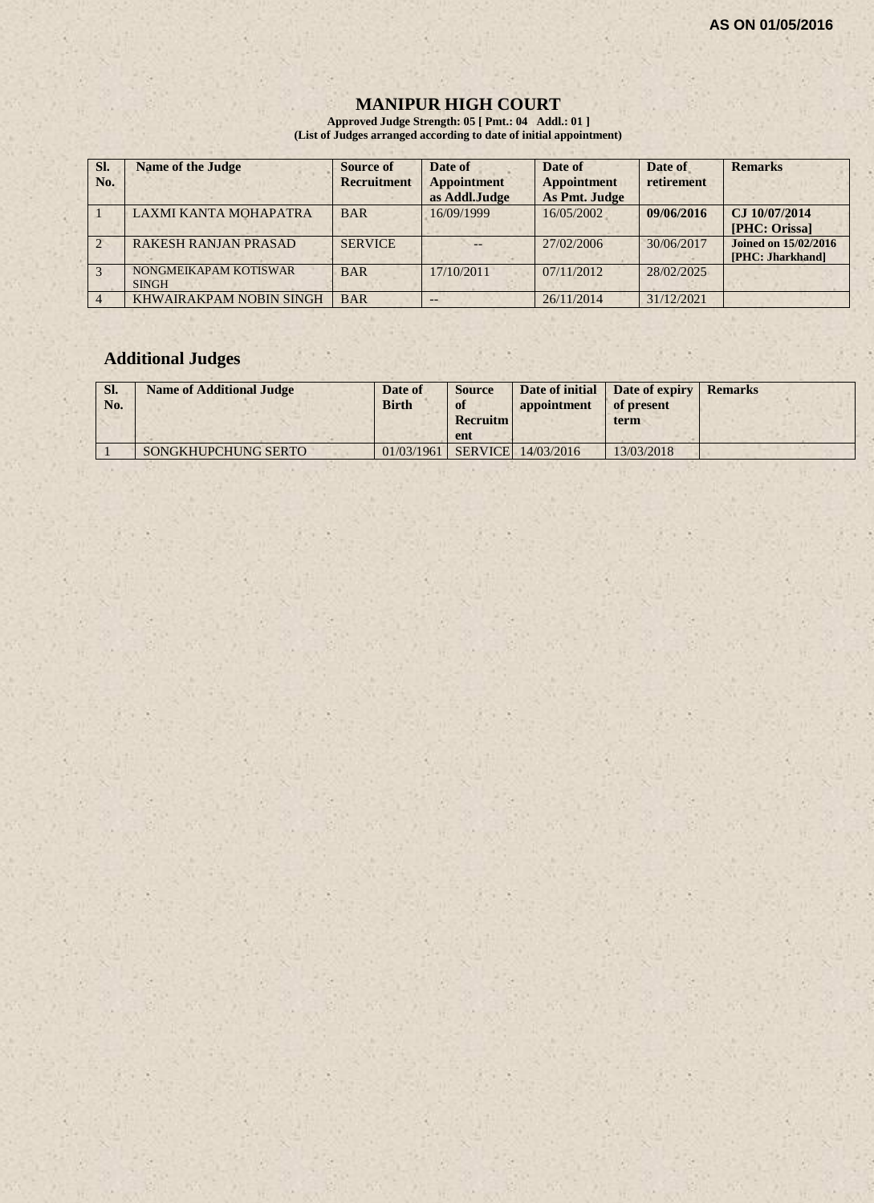AS ON 01/05/2016

# MANIPUR HIGH COURT

**Approved Judge Strength: 05 [ Pmt.: 04 Addl.: 01 ]**
**(List of Judges arranged according to date of initial appointment)**

| Sl. No. | Name of the Judge | Source of Recruitment | Date of Appointment as Addl.Judge | Date of Appointment As Pmt. Judge | Date of retirement | Remarks |
|---|---|---|---|---|---|---|
| 1 | LAXMI KANTA MOHAPATRA | BAR | 16/09/1999 | 16/05/2002 | **09/06/2016** | **CJ 10/07/2014 [PHC: Orissa]** |
| 2 | RAKESH RANJAN PRASAD | SERVICE | -- | 27/02/2006 | 30/06/2017 | **Joined on 15/02/2016 [PHC: Jharkhand]** |
| 3 | NONGMEIKAPAM KOTISWAR SINGH | BAR | 17/10/2011 | 07/11/2012 | 28/02/2025 | |
| 4 | KHWAIRAKPAM NOBIN SINGH | BAR | -- | 26/11/2014 | 31/12/2021 | |

## Additional Judges

| Sl. No. | Name of Additional Judge | Date of Birth | Source of Recruitment | Date of initial appointment | Date of expiry of present term | Remarks |
|---|---|---|---|---|---|---|
| 1 | SONGKHUPCHUNG SERTO | 01/03/1961 | SERVICE | 14/03/2016 | 13/03/2018 | |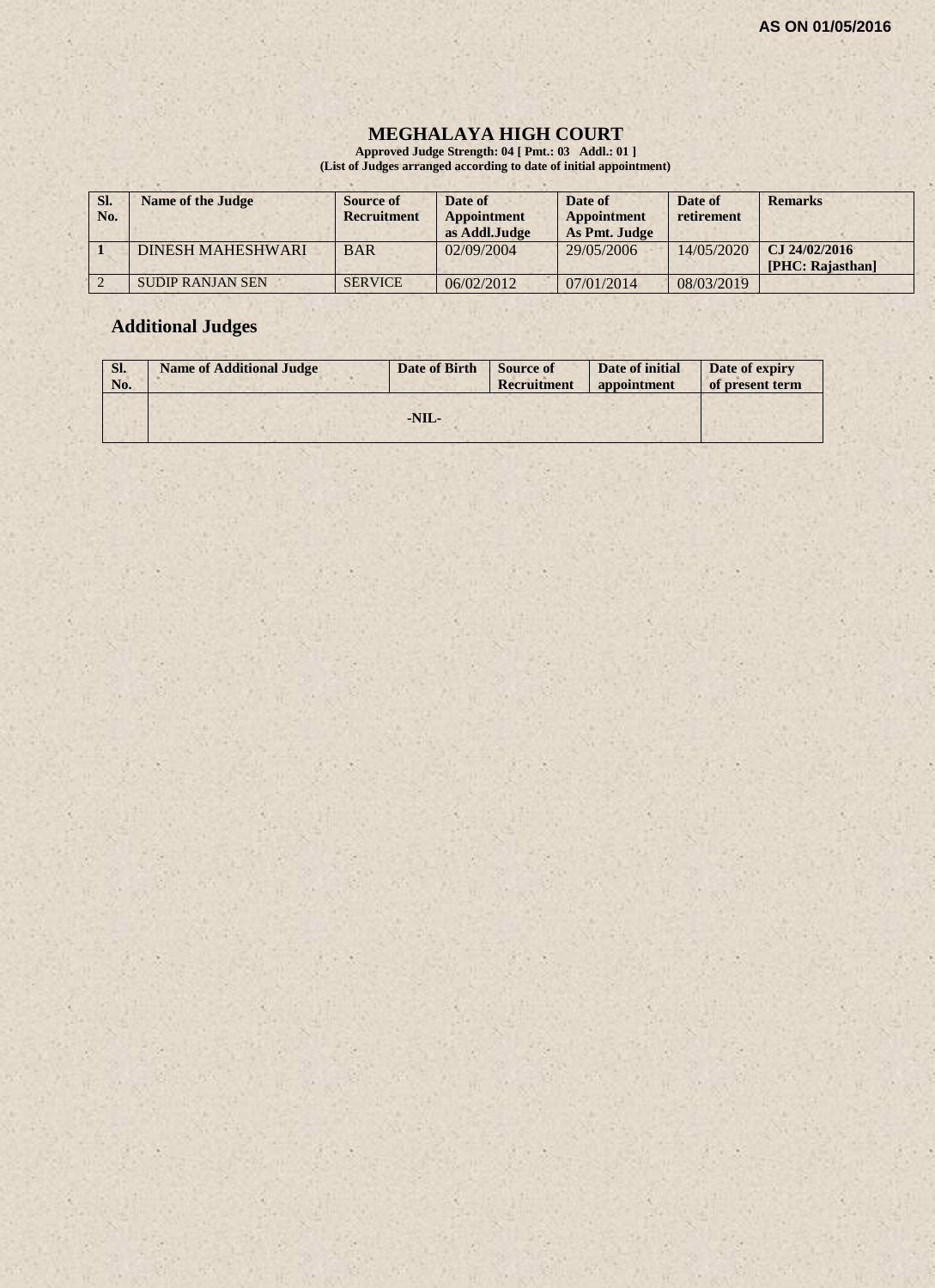AS ON 01/05/2016

# MEGHALAYA HIGH COURT

**Approved Judge Strength: 04 [ Pmt.: 03 Addl.: 01 ]**
**(List of Judges arranged according to date of initial appointment)**

| Sl. No. | Name of the Judge | Source of Recruitment | Date of Appointment as Addl.Judge | Date of Appointment As Pmt. Judge | Date of retirement | Remarks |
|---|---|---|---|---|---|---|
| 1 | DINESH MAHESHWARI | BAR | 02/09/2004 | 29/05/2006 | 14/05/2020 | CJ 24/02/2016 [PHC: Rajasthan] |
| 2 | SUDIP RANJAN SEN | SERVICE | 06/02/2012 | 07/01/2014 | 08/03/2019 | |

## Additional Judges

| Sl. No. | Name of Additional Judge | Date of Birth | Source of Recruitment | Date of initial appointment | Date of expiry of present term |
|---|---|---|---|---|---|
| | -NIL- | | | | |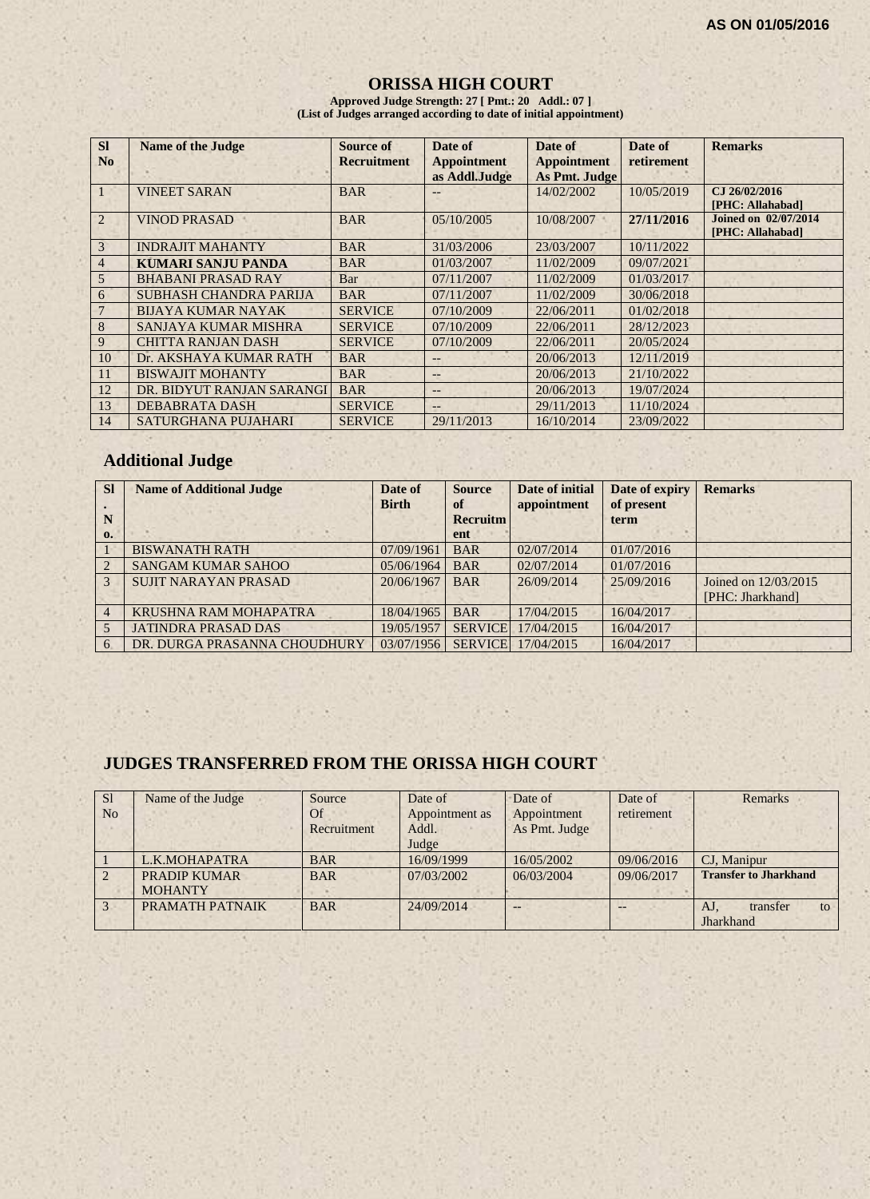AS ON 01/05/2016

# ORISSA HIGH COURT

**Approved Judge Strength: 27 [ Pmt.: 20 Addl.: 07 ]**
**(List of Judges arranged according to date of initial appointment)**

| Sl No | Name of the Judge | Source of Recruitment | Date of Appointment as Addl.Judge | Date of Appointment As Pmt. Judge | Date of retirement | Remarks |
|---|---|---|---|---|---|---|
| 1 | VINEET SARAN | BAR | -- | 14/02/2002 | 10/05/2019 | **CJ 26/02/2016 [PHC: Allahabad]** |
| 2 | VINOD PRASAD | BAR | 05/10/2005 | 10/08/2007 | **27/11/2016** | **Joined on 02/07/2014 [PHC: Allahabad]** |
| 3 | INDRAJIT MAHANTY | BAR | 31/03/2006 | 23/03/2007 | 10/11/2022 | |
| 4 | **KUMARI SANJU PANDA** | BAR | 01/03/2007 | 11/02/2009 | 09/07/2021 | |
| 5 | BHABANI PRASAD RAY | Bar | 07/11/2007 | 11/02/2009 | 01/03/2017 | |
| 6 | SUBHASH CHANDRA PARIJA | BAR | 07/11/2007 | 11/02/2009 | 30/06/2018 | |
| 7 | BIJAYA KUMAR NAYAK | SERVICE | 07/10/2009 | 22/06/2011 | 01/02/2018 | |
| 8 | SANJAYA KUMAR MISHRA | SERVICE | 07/10/2009 | 22/06/2011 | 28/12/2023 | |
| 9 | CHITTA RANJAN DASH | SERVICE | 07/10/2009 | 22/06/2011 | 20/05/2024 | |
| 10 | Dr. AKSHAYA KUMAR RATH | BAR | -- | 20/06/2013 | 12/11/2019 | |
| 11 | BISWAJIT MOHANTY | BAR | -- | 20/06/2013 | 21/10/2022 | |
| 12 | DR. BIDYUT RANJAN SARANGI | BAR | -- | 20/06/2013 | 19/07/2024 | |
| 13 | DEBABRATA DASH | SERVICE | -- | 29/11/2013 | 11/10/2024 | |
| 14 | SATURGHANA PUJAHARI | SERVICE | 29/11/2013 | 16/10/2014 | 23/09/2022 | |

## Additional Judge

| Sl. No. | Name of Additional Judge | Date of Birth | Source of Recruitment | Date of initial appointment | Date of expiry of present term | Remarks |
|---|---|---|---|---|---|---|
| 1 | BISWANATH RATH | 07/09/1961 | BAR | 02/07/2014 | 01/07/2016 | |
| 2 | SANGAM KUMAR SAHOO | 05/06/1964 | BAR | 02/07/2014 | 01/07/2016 | |
| 3 | SUJIT NARAYAN PRASAD | 20/06/1967 | BAR | 26/09/2014 | 25/09/2016 | Joined on 12/03/2015 [PHC: Jharkhand] |
| 4 | KRUSHNA RAM MOHAPATRA | 18/04/1965 | BAR | 17/04/2015 | 16/04/2017 | |
| 5 | JATINDRA PRASAD DAS | 19/05/1957 | SERVICE | 17/04/2015 | 16/04/2017 | |
| 6 | DR. DURGA PRASANNA CHOUDHURY | 03/07/1956 | SERVICE | 17/04/2015 | 16/04/2017 | |

## JUDGES TRANSFERRED FROM THE ORISSA HIGH COURT

| Sl No | Name of the Judge | Source Of Recruitment | Date of Appointment as Addl. Judge | Date of Appointment As Pmt. Judge | Date of retirement | Remarks |
|---|---|---|---|---|---|---|
| 1 | L.K.MOHAPATRA | BAR | 16/09/1999 | 16/05/2002 | 09/06/2016 | CJ, Manipur |
| 2 | PRADIP KUMAR MOHANTY | BAR | 07/03/2002 | 06/03/2004 | 09/06/2017 | **Transfer to Jharkhand** |
| 3 | PRAMATH PATNAIK | BAR | 24/09/2014 | -- | -- | AJ, transfer to Jharkhand |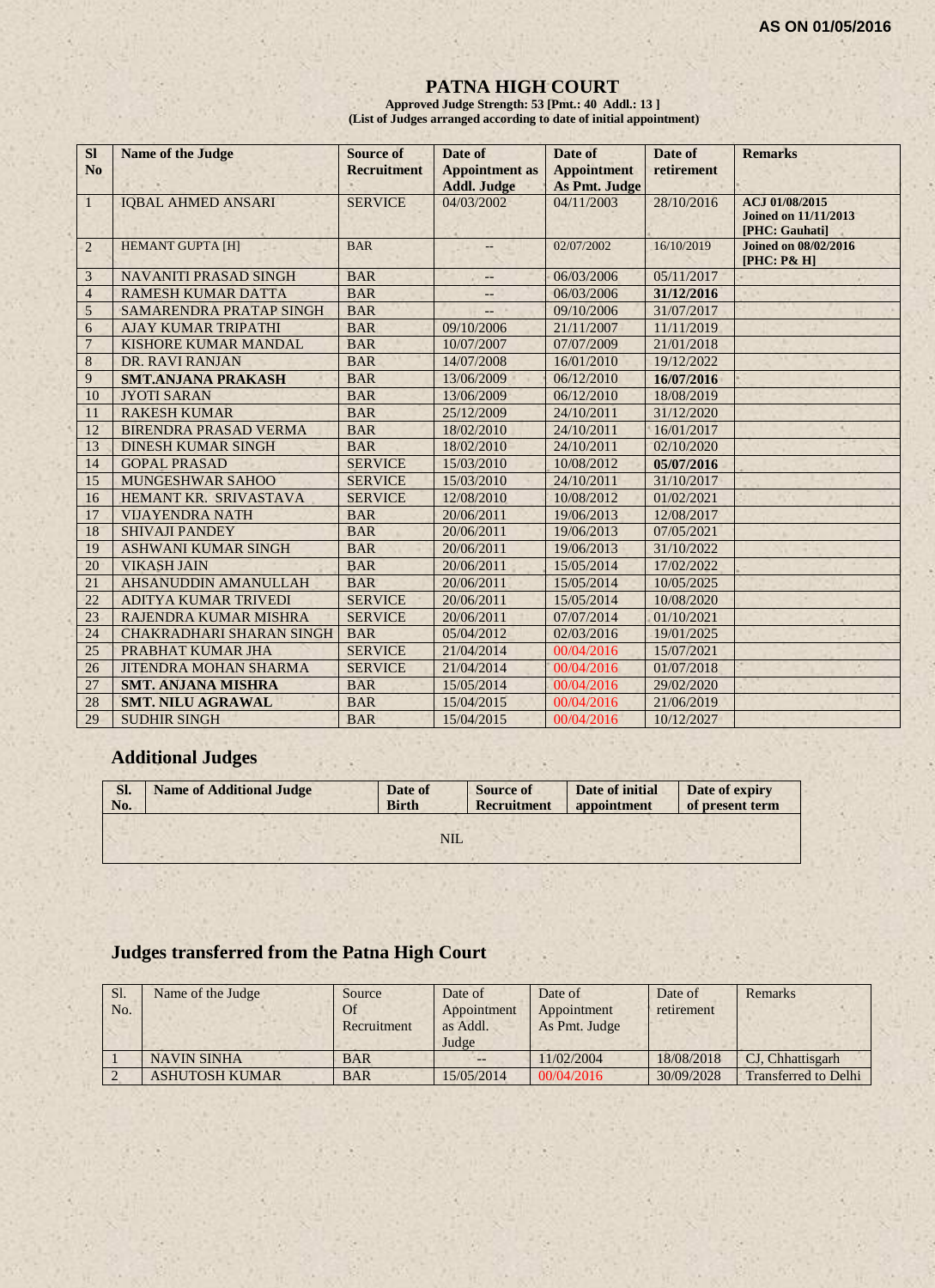**AS ON 01/05/2016**

# PATNA HIGH COURT

**Approved Judge Strength: 53 [Pmt.: 40 Addl.: 13 ]**
**(List of Judges arranged according to date of initial appointment)**

| Sl No | Name of the Judge | Source of Recruitment | Date of Appointment as Addl. Judge | Date of Appointment As Pmt. Judge | Date of retirement | Remarks |
|---|---|---|---|---|---|---|
| 1 | IQBAL AHMED ANSARI | SERVICE | 04/03/2002 | 04/11/2003 | 28/10/2016 | **ACJ 01/08/2015 Joined on 11/11/2013 [PHC: Gauhati]** |
| 2 | HEMANT GUPTA [H] | BAR | -- | 02/07/2002 | 16/10/2019 | **Joined on 08/02/2016 [PHC: P& H]** |
| 3 | NAVANITI PRASAD SINGH | BAR | -- | 06/03/2006 | 05/11/2017 | |
| 4 | RAMESH KUMAR DATTA | BAR | -- | 06/03/2006 | **31/12/2016** | |
| 5 | SAMARENDRA PRATAP SINGH | BAR | -- | 09/10/2006 | 31/07/2017 | |
| 6 | AJAY KUMAR TRIPATHI | BAR | 09/10/2006 | 21/11/2007 | 11/11/2019 | |
| 7 | KISHORE KUMAR MANDAL | BAR | 10/07/2007 | 07/07/2009 | 21/01/2018 | |
| 8 | DR. RAVI RANJAN | BAR | 14/07/2008 | 16/01/2010 | 19/12/2022 | |
| 9 | **SMT.ANJANA PRAKASH** | BAR | 13/06/2009 | 06/12/2010 | **16/07/2016** | |
| 10 | JYOTI SARAN | BAR | 13/06/2009 | 06/12/2010 | 18/08/2019 | |
| 11 | RAKESH KUMAR | BAR | 25/12/2009 | 24/10/2011 | 31/12/2020 | |
| 12 | BIRENDRA PRASAD VERMA | BAR | 18/02/2010 | 24/10/2011 | 16/01/2017 | |
| 13 | DINESH KUMAR SINGH | BAR | 18/02/2010 | 24/10/2011 | 02/10/2020 | |
| 14 | GOPAL PRASAD | SERVICE | 15/03/2010 | 10/08/2012 | **05/07/2016** | |
| 15 | MUNGESHWAR SAHOO | SERVICE | 15/03/2010 | 24/10/2011 | 31/10/2017 | |
| 16 | HEMANT KR. SRIVASTAVA | SERVICE | 12/08/2010 | 10/08/2012 | 01/02/2021 | |
| 17 | VIJAYENDRA NATH | BAR | 20/06/2011 | 19/06/2013 | 12/08/2017 | |
| 18 | SHIVAJI PANDEY | BAR | 20/06/2011 | 19/06/2013 | 07/05/2021 | |
| 19 | ASHWANI KUMAR SINGH | BAR | 20/06/2011 | 19/06/2013 | 31/10/2022 | |
| 20 | VIKASH JAIN | BAR | 20/06/2011 | 15/05/2014 | 17/02/2022 | |
| 21 | AHSANUDDIN AMANULLAH | BAR | 20/06/2011 | 15/05/2014 | 10/05/2025 | |
| 22 | ADITYA KUMAR TRIVEDI | SERVICE | 20/06/2011 | 15/05/2014 | 10/08/2020 | |
| 23 | RAJENDRA KUMAR MISHRA | SERVICE | 20/06/2011 | 07/07/2014 | 01/10/2021 | |
| 24 | CHAKRADHARI SHARAN SINGH | BAR | 05/04/2012 | 02/03/2016 | 19/01/2025 | |
| 25 | PRABHAT KUMAR JHA | SERVICE | 21/04/2014 | 00/04/2016 | 15/07/2021 | |
| 26 | JITENDRA MOHAN SHARMA | SERVICE | 21/04/2014 | 00/04/2016 | 01/07/2018 | |
| 27 | **SMT. ANJANA MISHRA** | BAR | 15/05/2014 | 00/04/2016 | 29/02/2020 | |
| 28 | **SMT. NILU AGRAWAL** | BAR | 15/04/2015 | 00/04/2016 | 21/06/2019 | |
| 29 | SUDHIR SINGH | BAR | 15/04/2015 | 00/04/2016 | 10/12/2027 | |

## Additional Judges

| Sl. No. | Name of Additional Judge | Date of Birth | Source of Recruitment | Date of initial appointment | Date of expiry of present term |
|---|---|---|---|---|---|
| | | NIL | | | |

## Judges transferred from the Patna High Court

| Sl. No. | Name of the Judge | Source Of Recruitment | Date of Appointment as Addl. Judge | Date of Appointment As Pmt. Judge | Date of retirement | Remarks |
|---|---|---|---|---|---|---|
| 1 | NAVIN SINHA | BAR | -- | 11/02/2004 | 18/08/2018 | CJ, Chhattisgarh |
| 2 | ASHUTOSH KUMAR | BAR | 15/05/2014 | 00/04/2016 | 30/09/2028 | Transferred to Delhi |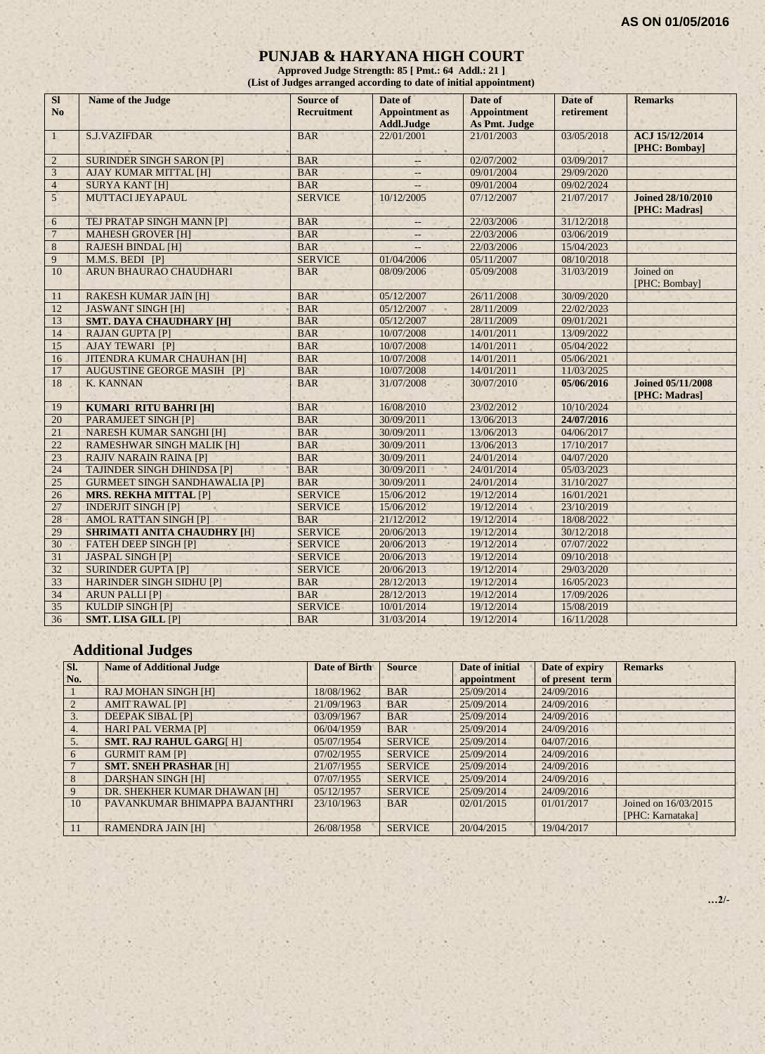**AS ON 01/05/2016**

# PUNJAB & HARYANA HIGH COURT

**Approved Judge Strength: 85 [ Pmt.: 64 Addl.: 21 ]**
**(List of Judges arranged according to date of initial appointment)**

| Sl No | Name of the Judge | Source of Recruitment | Date of Appointment as Addl.Judge | Date of Appointment As Pmt. Judge | Date of retirement | Remarks |
|---|---|---|---|---|---|---|
| 1 | S.J.VAZIFDAR | BAR | 22/01/2001 | 21/01/2003 | 03/05/2018 | **ACJ 15/12/2014 [PHC: Bombay]** |
| 2 | SURINDER SINGH SARON [P] | BAR | -- | 02/07/2002 | 03/09/2017 | |
| 3 | AJAY KUMAR MITTAL [H] | BAR | -- | 09/01/2004 | 29/09/2020 | |
| 4 | SURYA KANT [H] | BAR | -- | 09/01/2004 | 09/02/2024 | |
| 5 | MUTTACI JEYAPAUL | SERVICE | 10/12/2005 | 07/12/2007 | 21/07/2017 | **Joined 28/10/2010 [PHC: Madras]** |
| 6 | TEJ PRATAP SINGH MANN [P] | BAR | -- | 22/03/2006 | 31/12/2018 | |
| 7 | MAHESH GROVER [H] | BAR | -- | 22/03/2006 | 03/06/2019 | |
| 8 | RAJESH BINDAL [H] | BAR | -- | 22/03/2006 | 15/04/2023 | |
| 9 | M.M.S. BEDI [P] | SERVICE | 01/04/2006 | 05/11/2007 | 08/10/2018 | |
| 10 | ARUN BHAURAO CHAUDHARI | BAR | 08/09/2006 | 05/09/2008 | 31/03/2019 | Joined on [PHC: Bombay] |
| 11 | RAKESH KUMAR JAIN [H] | BAR | 05/12/2007 | 26/11/2008 | 30/09/2020 | |
| 12 | JASWANT SINGH [H] | BAR | 05/12/2007 | 28/11/2009 | 22/02/2023 | |
| 13 | **SMT. DAYA CHAUDHARY [H]** | BAR | 05/12/2007 | 28/11/2009 | 09/01/2021 | |
| 14 | RAJAN GUPTA [P] | BAR | 10/07/2008 | 14/01/2011 | 13/09/2022 | |
| 15 | AJAY TEWARI [P] | BAR | 10/07/2008 | 14/01/2011 | 05/04/2022 | |
| 16 | JITENDRA KUMAR CHAUHAN [H] | BAR | 10/07/2008 | 14/01/2011 | 05/06/2021 | |
| 17 | AUGUSTINE GEORGE MASIH [P] | BAR | 10/07/2008 | 14/01/2011 | 11/03/2025 | |
| 18 | K. KANNAN | BAR | 31/07/2008 | 30/07/2010 | **05/06/2016** | **Joined 05/11/2008 [PHC: Madras]** |
| 19 | **KUMARI RITU BAHRI [H]** | BAR | 16/08/2010 | 23/02/2012 | 10/10/2024 | |
| 20 | PARAMJEET SINGH [P] | BAR | 30/09/2011 | 13/06/2013 | **24/07/2016** | |
| 21 | NARESH KUMAR SANGHI [H] | BAR | 30/09/2011 | 13/06/2013 | 04/06/2017 | |
| 22 | RAMESHWAR SINGH MALIK [H] | BAR | 30/09/2011 | 13/06/2013 | 17/10/2017 | |
| 23 | RAJIV NARAIN RAINA [P] | BAR | 30/09/2011 | 24/01/2014 | 04/07/2020 | |
| 24 | TAJINDER SINGH DHINDSA [P] | BAR | 30/09/2011 | 24/01/2014 | 05/03/2023 | |
| 25 | GURMEET SINGH SANDHAWALIA [P] | BAR | 30/09/2011 | 24/01/2014 | 31/10/2027 | |
| 26 | **MRS. REKHA MITTAL** [P] | SERVICE | 15/06/2012 | 19/12/2014 | 16/01/2021 | |
| 27 | INDERJIT SINGH [P] | SERVICE | 15/06/2012 | 19/12/2014 | 23/10/2019 | |
| 28 | AMOL RATTAN SINGH [P] | BAR | 21/12/2012 | 19/12/2014 | 18/08/2022 | |
| 29 | **SHRIMATI ANITA CHAUDHRY [**H] | SERVICE | 20/06/2013 | 19/12/2014 | 30/12/2018 | |
| 30 | FATEH DEEP SINGH [P] | SERVICE | 20/06/2013 | 19/12/2014 | 07/07/2022 | |
| 31 | JASPAL SINGH [P] | SERVICE | 20/06/2013 | 19/12/2014 | 09/10/2018 | |
| 32 | SURINDER GUPTA [P] | SERVICE | 20/06/2013 | 19/12/2014 | 29/03/2020 | |
| 33 | HARINDER SINGH SIDHU [P] | BAR | 28/12/2013 | 19/12/2014 | 16/05/2023 | |
| 34 | ARUN PALLI [P] | BAR | 28/12/2013 | 19/12/2014 | 17/09/2026 | |
| 35 | KULDIP SINGH [P] | SERVICE | 10/01/2014 | 19/12/2014 | 15/08/2019 | |
| 36 | **SMT. LISA GILL** [P] | BAR | 31/03/2014 | 19/12/2014 | 16/11/2028 | |

## Additional Judges

| Sl. No. | Name of Additional Judge | Date of Birth | Source | Date of initial appointment | Date of expiry of present term | Remarks |
|---|---|---|---|---|---|---|
| 1 | RAJ MOHAN SINGH [H] | 18/08/1962 | BAR | 25/09/2014 | 24/09/2016 | |
| 2 | AMIT RAWAL [P] | 21/09/1963 | BAR | 25/09/2014 | 24/09/2016 | |
| 3. | DEEPAK SIBAL [P] | 03/09/1967 | BAR | 25/09/2014 | 24/09/2016 | |
| 4. | HARI PAL VERMA [P] | 06/04/1959 | BAR | 25/09/2014 | 24/09/2016 | |
| 5. | **SMT. RAJ RAHUL GARG**[ H] | 05/07/1954 | SERVICE | 25/09/2014 | 04/07/2016 | |
| 6 | GURMIT RAM [P] | 07/02/1955 | SERVICE | 25/09/2014 | 24/09/2016 | |
| 7 | **SMT. SNEH PRASHAR** [H] | 21/07/1955 | SERVICE | 25/09/2014 | 24/09/2016 | |
| 8 | DARSHAN SINGH [H] | 07/07/1955 | SERVICE | 25/09/2014 | 24/09/2016 | |
| 9 | DR. SHEKHER KUMAR DHAWAN [H] | 05/12/1957 | SERVICE | 25/09/2014 | 24/09/2016 | |
| 10 | PAVANKUMAR BHIMAPPA BAJANTHRI | 23/10/1963 | BAR | 02/01/2015 | 01/01/2017 | Joined on 16/03/2015 [PHC: Karnataka] |
| 11 | RAMENDRA JAIN [H] | 26/08/1958 | SERVICE | 20/04/2015 | 19/04/2017 | |

…2/-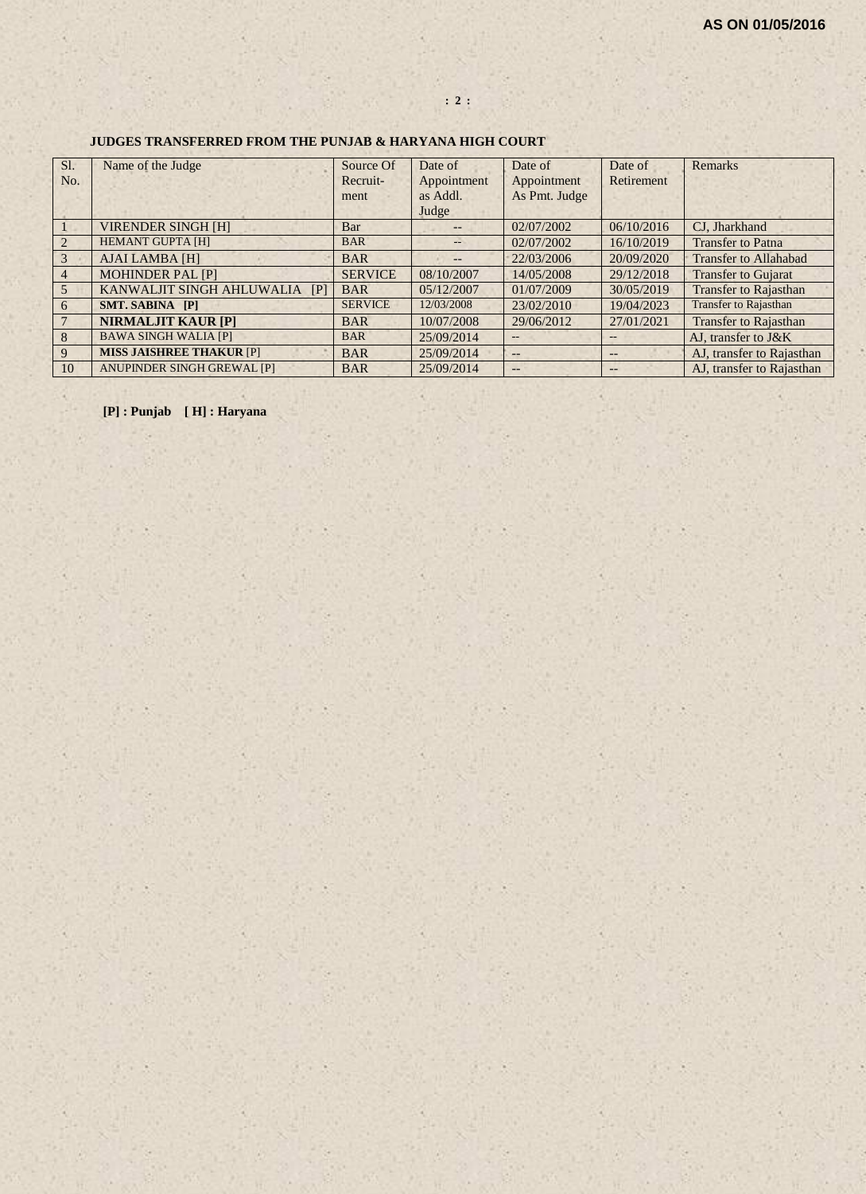**AS ON 01/05/2016**

### JUDGES TRANSFERRED FROM THE PUNJAB & HARYANA HIGH COURT

| Sl. No. | Name of the Judge | Source Of Recruit-ment | Date of Appointment as Addl. Judge | Date of Appointment As Pmt. Judge | Date of Retirement | Remarks |
|---|---|---|---|---|---|---|
| 1 | VIRENDER SINGH [H] | Bar | -- | 02/07/2002 | 06/10/2016 | CJ, Jharkhand |
| 2 | HEMANT GUPTA [H] | BAR | -- | 02/07/2002 | 16/10/2019 | Transfer to Patna |
| 3 | AJAI LAMBA [H] | BAR | -- | 22/03/2006 | 20/09/2020 | Transfer to Allahabad |
| 4 | MOHINDER PAL [P] | SERVICE | 08/10/2007 | 14/05/2008 | 29/12/2018 | Transfer to Gujarat |
| 5 | KANWALJIT SINGH AHLUWALIA [P] | BAR | 05/12/2007 | 01/07/2009 | 30/05/2019 | Transfer to Rajasthan |
| 6 | **SMT. SABINA [P]** | SERVICE | 12/03/2008 | 23/02/2010 | 19/04/2023 | Transfer to Rajasthan |
| 7 | **NIRMALJIT KAUR [P]** | BAR | 10/07/2008 | 29/06/2012 | 27/01/2021 | Transfer to Rajasthan |
| 8 | BAWA SINGH WALIA [P] | BAR | 25/09/2014 | -- | -- | AJ, transfer to J&K |
| 9 | **MISS JAISHREE THAKUR** [P] | BAR | 25/09/2014 | -- | -- | AJ, transfer to Rajasthan |
| 10 | ANUPINDER SINGH GREWAL [P] | BAR | 25/09/2014 | -- | -- | AJ, transfer to Rajasthan |

**[P] : Punjab [ H] : Haryana**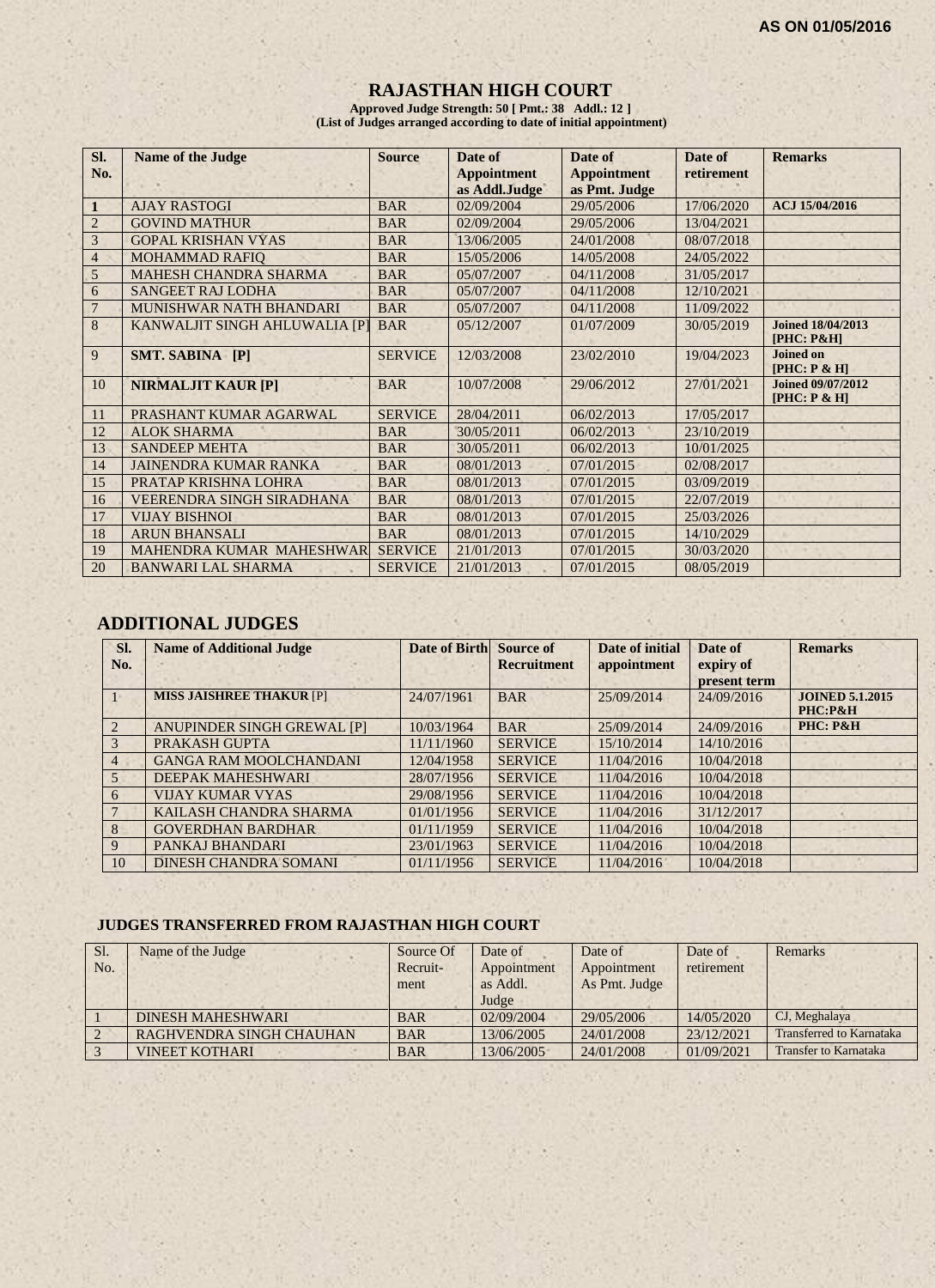AS ON 01/05/2016

# RAJASTHAN HIGH COURT

**Approved Judge Strength: 50 [ Pmt.: 38 Addl.: 12 ]**
**(List of Judges arranged according to date of initial appointment)**

| Sl. No. | Name of the Judge | Source | Date of Appointment as Addl.Judge | Date of Appointment as Pmt. Judge | Date of retirement | Remarks |
|---|---|---|---|---|---|---|
| 1 | AJAY RASTOGI | BAR | 02/09/2004 | 29/05/2006 | 17/06/2020 | ACJ 15/04/2016 |
| 2 | GOVIND MATHUR | BAR | 02/09/2004 | 29/05/2006 | 13/04/2021 | |
| 3 | GOPAL KRISHAN VYAS | BAR | 13/06/2005 | 24/01/2008 | 08/07/2018 | |
| 4 | MOHAMMAD RAFIQ | BAR | 15/05/2006 | 14/05/2008 | 24/05/2022 | |
| 5 | MAHESH CHANDRA SHARMA | BAR | 05/07/2007 | 04/11/2008 | 31/05/2017 | |
| 6 | SANGEET RAJ LODHA | BAR | 05/07/2007 | 04/11/2008 | 12/10/2021 | |
| 7 | MUNISHWAR NATH BHANDARI | BAR | 05/07/2007 | 04/11/2008 | 11/09/2022 | |
| 8 | KANWALJIT SINGH AHLUWALIA [P] | BAR | 05/12/2007 | 01/07/2009 | 30/05/2019 | Joined 18/04/2013 [PHC: P&H] |
| 9 | SMT. SABINA [P] | SERVICE | 12/03/2008 | 23/02/2010 | 19/04/2023 | Joined on [PHC: P & H] |
| 10 | NIRMALJIT KAUR [P] | BAR | 10/07/2008 | 29/06/2012 | 27/01/2021 | Joined 09/07/2012 [PHC: P & H] |
| 11 | PRASHANT KUMAR AGARWAL | SERVICE | 28/04/2011 | 06/02/2013 | 17/05/2017 | |
| 12 | ALOK SHARMA | BAR | 30/05/2011 | 06/02/2013 | 23/10/2019 | |
| 13 | SANDEEP MEHTA | BAR | 30/05/2011 | 06/02/2013 | 10/01/2025 | |
| 14 | JAINENDRA KUMAR RANKA | BAR | 08/01/2013 | 07/01/2015 | 02/08/2017 | |
| 15 | PRATAP KRISHNA LOHRA | BAR | 08/01/2013 | 07/01/2015 | 03/09/2019 | |
| 16 | VEERENDRA SINGH SIRADHANA | BAR | 08/01/2013 | 07/01/2015 | 22/07/2019 | |
| 17 | VIJAY BISHNOI | BAR | 08/01/2013 | 07/01/2015 | 25/03/2026 | |
| 18 | ARUN BHANSALI | BAR | 08/01/2013 | 07/01/2015 | 14/10/2029 | |
| 19 | MAHENDRA KUMAR MAHESHWAR | SERVICE | 21/01/2013 | 07/01/2015 | 30/03/2020 | |
| 20 | BANWARI LAL SHARMA | SERVICE | 21/01/2013 | 07/01/2015 | 08/05/2019 | |

## ADDITIONAL JUDGES

| Sl. No. | Name of Additional Judge | Date of Birth | Source of Recruitment | Date of initial appointment | Date of expiry of present term | Remarks |
|---|---|---|---|---|---|---|
| 1 | MISS JAISHREE THAKUR [P] | 24/07/1961 | BAR | 25/09/2014 | 24/09/2016 | JOINED 5.1.2015 PHC:P&H |
| 2 | ANUPINDER SINGH GREWAL [P] | 10/03/1964 | BAR | 25/09/2014 | 24/09/2016 | PHC: P&H |
| 3 | PRAKASH GUPTA | 11/11/1960 | SERVICE | 15/10/2014 | 14/10/2016 | |
| 4 | GANGA RAM MOOLCHANDANI | 12/04/1958 | SERVICE | 11/04/2016 | 10/04/2018 | |
| 5 | DEEPAK MAHESHWARI | 28/07/1956 | SERVICE | 11/04/2016 | 10/04/2018 | |
| 6 | VIJAY KUMAR VYAS | 29/08/1956 | SERVICE | 11/04/2016 | 10/04/2018 | |
| 7 | KAILASH CHANDRA SHARMA | 01/01/1956 | SERVICE | 11/04/2016 | 31/12/2017 | |
| 8 | GOVERDHAN BARDHAR | 01/11/1959 | SERVICE | 11/04/2016 | 10/04/2018 | |
| 9 | PANKAJ BHANDARI | 23/01/1963 | SERVICE | 11/04/2016 | 10/04/2018 | |
| 10 | DINESH CHANDRA SOMANI | 01/11/1956 | SERVICE | 11/04/2016 | 10/04/2018 | |

### JUDGES TRANSFERRED FROM RAJASTHAN HIGH COURT

| Sl. No. | Name of the Judge | Source Of Recruit-ment | Date of Appointment as Addl. Judge | Date of Appointment As Pmt. Judge | Date of retirement | Remarks |
|---|---|---|---|---|---|---|
| 1 | DINESH MAHESHWARI | BAR | 02/09/2004 | 29/05/2006 | 14/05/2020 | CJ, Meghalaya |
| 2 | RAGHVENDRA SINGH CHAUHAN | BAR | 13/06/2005 | 24/01/2008 | 23/12/2021 | Transferred to Karnataka |
| 3 | VINEET KOTHARI | BAR | 13/06/2005 | 24/01/2008 | 01/09/2021 | Transfer to Karnataka |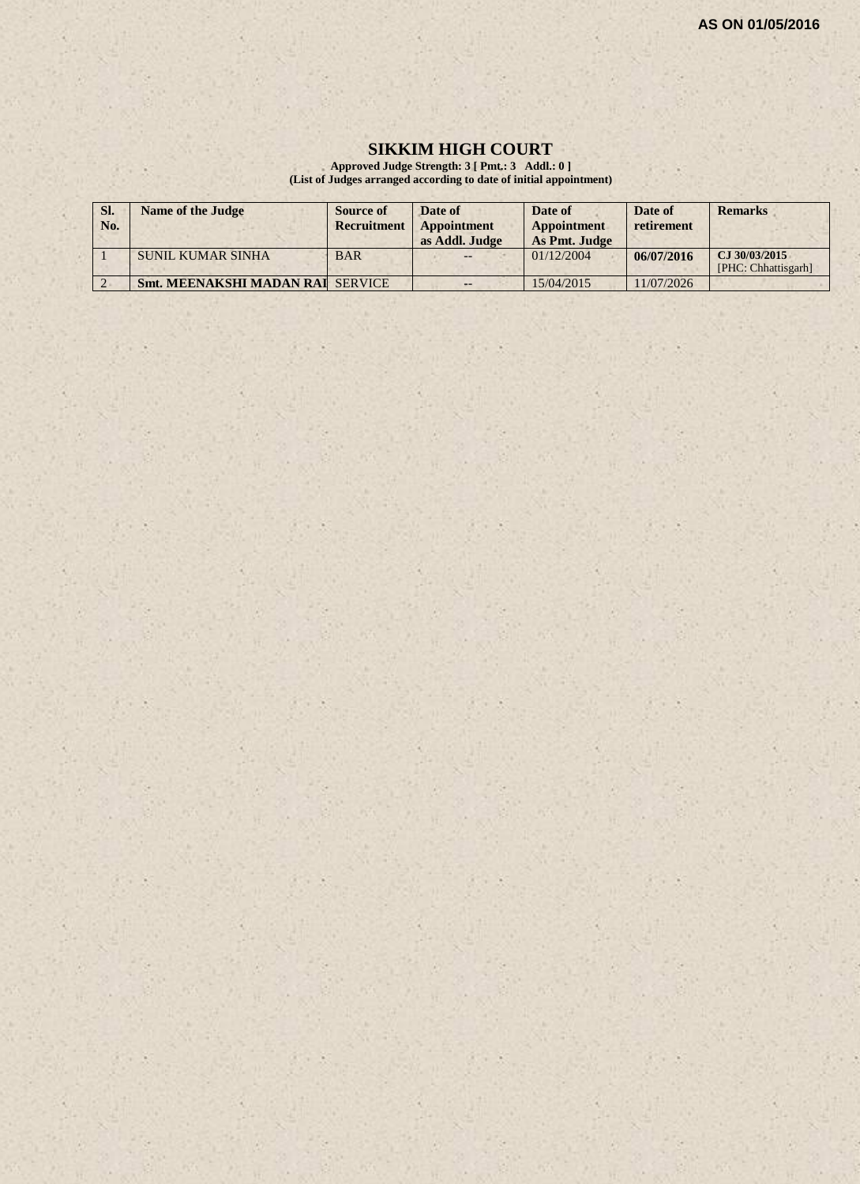AS ON 01/05/2016

# SIKKIM HIGH COURT

**Approved Judge Strength: 3 [ Pmt.: 3 Addl.: 0 ]**
**(List of Judges arranged according to date of initial appointment)**

| Sl. No. | Name of the Judge | Source of Recruitment | Date of Appointment as Addl. Judge | Date of Appointment As Pmt. Judge | Date of retirement | Remarks |
|---|---|---|---|---|---|---|
| 1 | SUNIL KUMAR SINHA | BAR | -- | 01/12/2004 | **06/07/2016** | **CJ 30/03/2015** [PHC: Chhattisgarh] |
| 2 | **Smt. MEENAKSHI MADAN RAI** | SERVICE | -- | 15/04/2015 | 11/07/2026 | |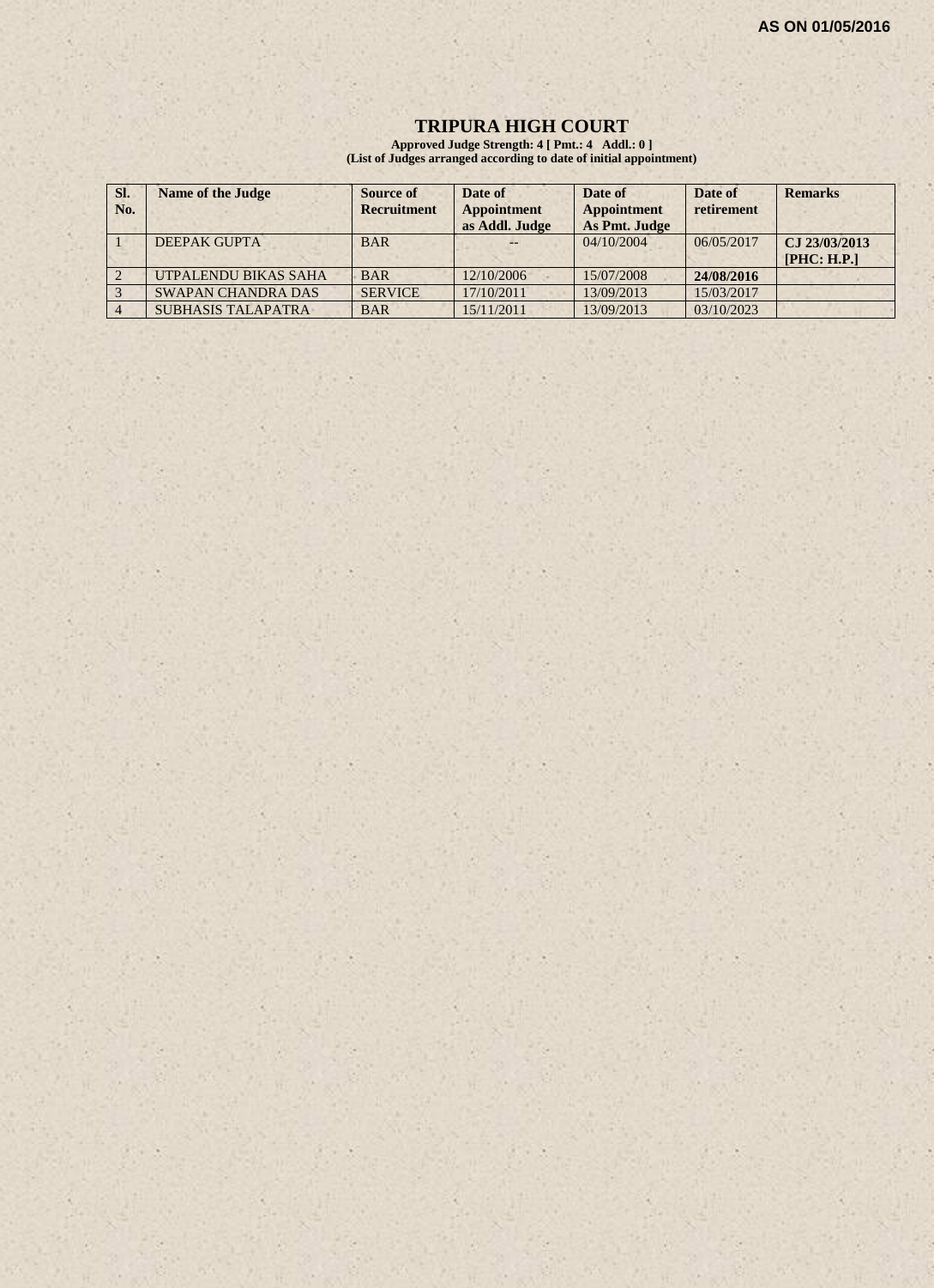AS ON 01/05/2016

# TRIPURA HIGH COURT

**Approved Judge Strength: 4 [ Pmt.: 4 Addl.: 0 ]**
**(List of Judges arranged according to date of initial appointment)**

| Sl. No. | Name of the Judge | Source of Recruitment | Date of Appointment as Addl. Judge | Date of Appointment As Pmt. Judge | Date of retirement | Remarks |
|---|---|---|---|---|---|---|
| 1 | DEEPAK GUPTA | BAR | -- | 04/10/2004 | 06/05/2017 | **CJ 23/03/2013 [PHC: H.P.]** |
| 2 | UTPALENDU BIKAS SAHA | BAR | 12/10/2006 | 15/07/2008 | **24/08/2016** | |
| 3 | SWAPAN CHANDRA DAS | SERVICE | 17/10/2011 | 13/09/2013 | 15/03/2017 | |
| 4 | SUBHASIS TALAPATRA | BAR | 15/11/2011 | 13/09/2013 | 03/10/2023 | |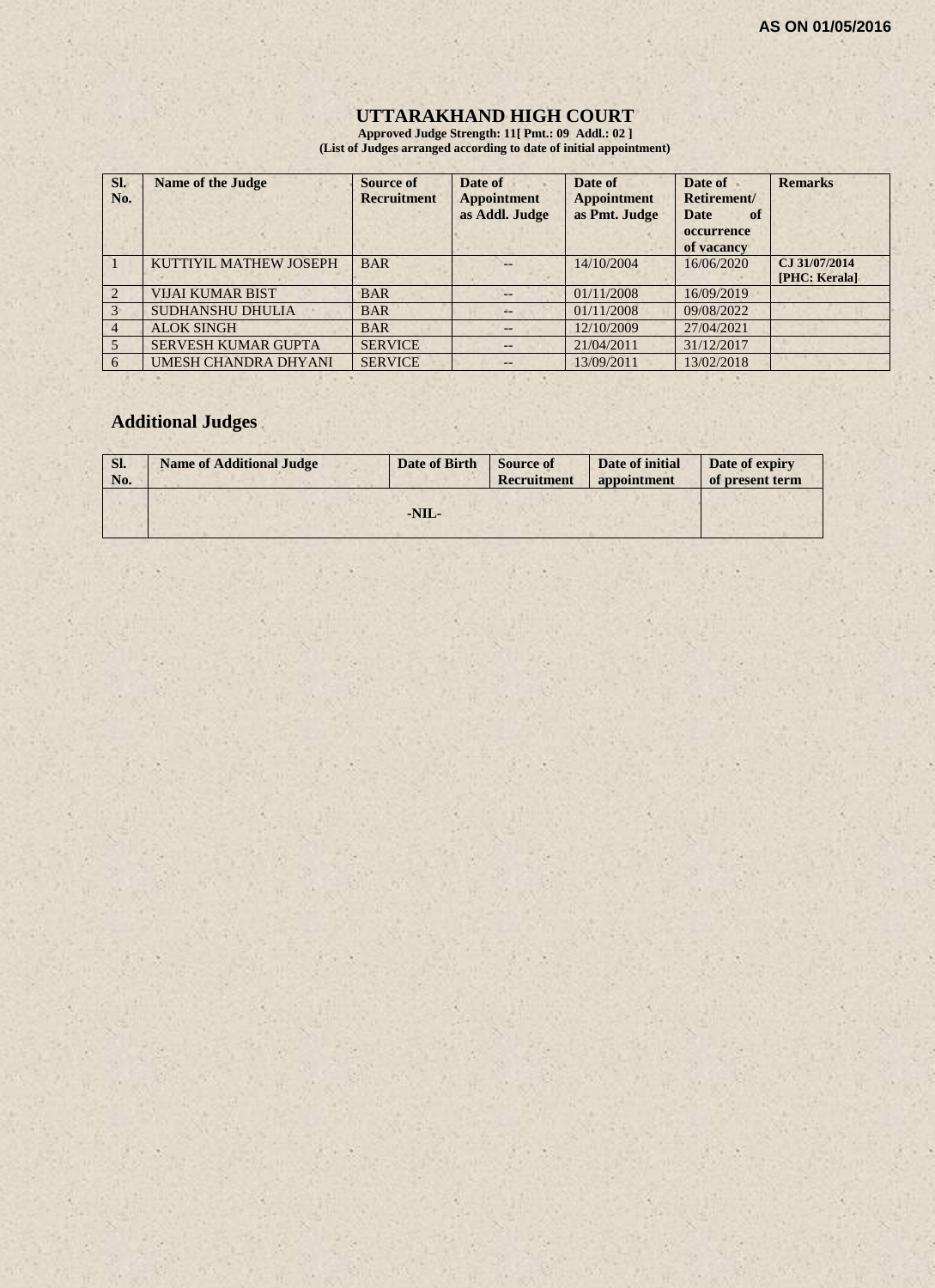AS ON 01/05/2016

# UTTARAKHAND HIGH COURT

**Approved Judge Strength: 11[ Pmt.: 09 Addl.: 02 ]**
**(List of Judges arranged according to date of initial appointment)**

| Sl. No. | Name of the Judge | Source of Recruitment | Date of Appointment as Addl. Judge | Date of Appointment as Pmt. Judge | Date of Retirement/ Date of occurrence of vacancy | Remarks |
|---|---|---|---|---|---|---|
| 1 | KUTTIYIL MATHEW JOSEPH | BAR | -- | 14/10/2004 | 16/06/2020 | CJ 31/07/2014 [PHC: Kerala] |
| 2 | VIJAI KUMAR BIST | BAR | -- | 01/11/2008 | 16/09/2019 | |
| 3 | SUDHANSHU DHULIA | BAR | -- | 01/11/2008 | 09/08/2022 | |
| 4 | ALOK SINGH | BAR | -- | 12/10/2009 | 27/04/2021 | |
| 5 | SERVESH KUMAR GUPTA | SERVICE | -- | 21/04/2011 | 31/12/2017 | |
| 6 | UMESH CHANDRA DHYANI | SERVICE | -- | 13/09/2011 | 13/02/2018 | |

## Additional Judges

| Sl. No. | Name of Additional Judge | Date of Birth | Source of Recruitment | Date of initial appointment | Date of expiry of present term |
|---|---|---|---|---|---|
| | -NIL- | | | | |